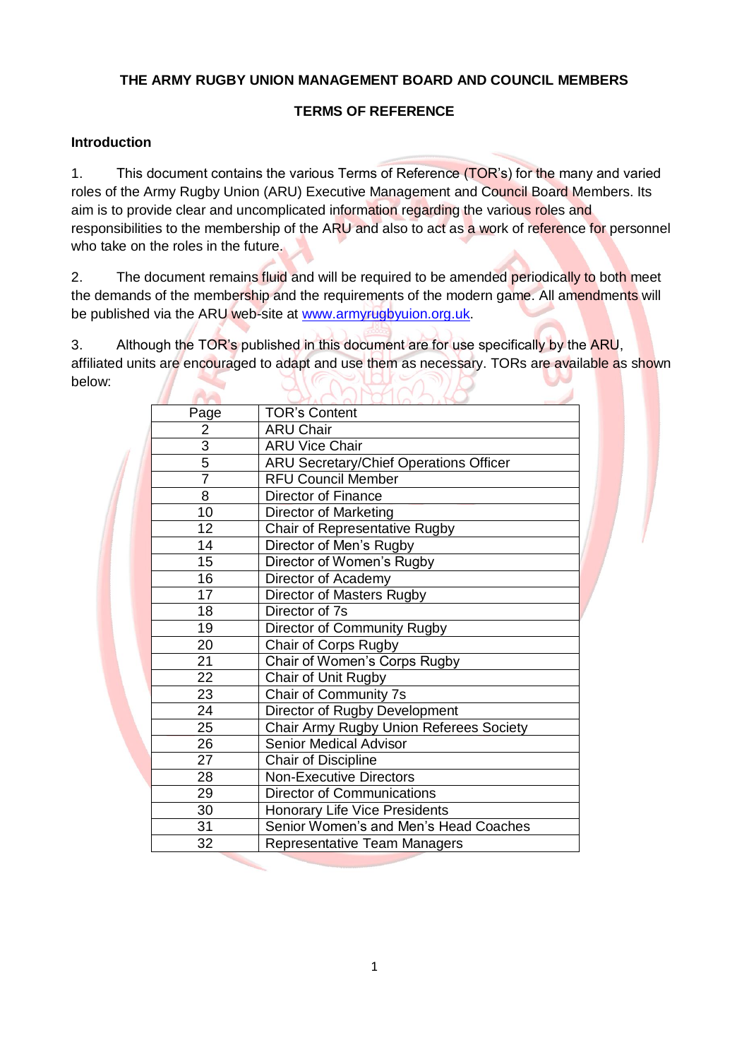**THE ARMY RUGBY UNION MANAGEMENT BOARD AND COUNCIL MEMBERS**

**TERMS OF REFERENCE**

**Introduction**

1. This document contains the various Terms of Reference (TOR's) for the many and varied roles of the Army Rugby Union (ARU) Executive Management and Council Board Members. Its aim is to provide clear and uncomplicated information regarding the various roles and responsibilities to the membership of the ARU and also to act as a work of reference for personnel who take on the roles in the future.

2. The document remains fluid and will be required to be amended periodically to both meet the demands of the membership and the requirements of the modern game. All amendments will be published via the ARU web-site at www.armyrugbyuion.org.uk.

3. Although the TOR's published in this document are for use specifically by the ARU, affiliated units are encouraged to adapt and use them as necessary. TORs are available as shown below:

| Page | TOR's Content |
|---|---|
| 2 | ARU Chair |
| 3 | ARU Vice Chair |
| 5 | ARU Secretary/Chief Operations Officer |
| 7 | RFU Council Member |
| 8 | Director of Finance |
| 10 | Director of Marketing |
| 12 | Chair of Representative Rugby |
| 14 | Director of Men's Rugby |
| 15 | Director of Women's Rugby |
| 16 | Director of Academy |
| 17 | Director of Masters Rugby |
| 18 | Director of 7s |
| 19 | Director of Community Rugby |
| 20 | Chair of Corps Rugby |
| 21 | Chair of Women's Corps Rugby |
| 22 | Chair of Unit Rugby |
| 23 | Chair of Community 7s |
| 24 | Director of Rugby Development |
| 25 | Chair Army Rugby Union Referees Society |
| 26 | Senior Medical Advisor |
| 27 | Chair of Discipline |
| 28 | Non-Executive Directors |
| 29 | Director of Communications |
| 30 | Honorary Life Vice Presidents |
| 31 | Senior Women's and Men's Head Coaches |
| 32 | Representative Team Managers |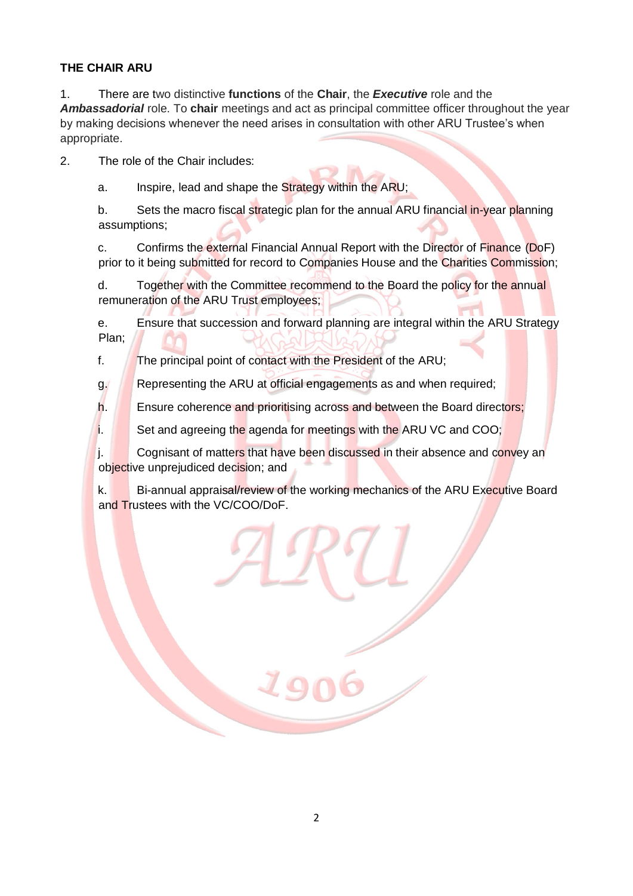**THE CHAIR ARU**

1. There are two distinctive **functions** of the **Chair**, the ***Executive*** role and the ***Ambassadorial*** role. To **chair** meetings and act as principal committee officer throughout the year by making decisions whenever the need arises in consultation with other ARU Trustee's when appropriate.

2. The role of the Chair includes:

   a. Inspire, lead and shape the Strategy within the ARU;

   b. Sets the macro fiscal strategic plan for the annual ARU financial in-year planning assumptions;

   c. Confirms the external Financial Annual Report with the Director of Finance (DoF) prior to it being submitted for record to Companies House and the Charities Commission;

   d. Together with the Committee recommend to the Board the policy for the annual remuneration of the ARU Trust employees;

   e. Ensure that succession and forward planning are integral within the ARU Strategy Plan;

   f. The principal point of contact with the President of the ARU;

   g. Representing the ARU at official engagements as and when required;

   h. Ensure coherence and prioritising across and between the Board directors;

   i. Set and agreeing the agenda for meetings with the ARU VC and COO;

   j. Cognisant of matters that have been discussed in their absence and convey an objective unprejudiced decision; and

   k. Bi-annual appraisal/review of the working mechanics of the ARU Executive Board and Trustees with the VC/COO/DoF.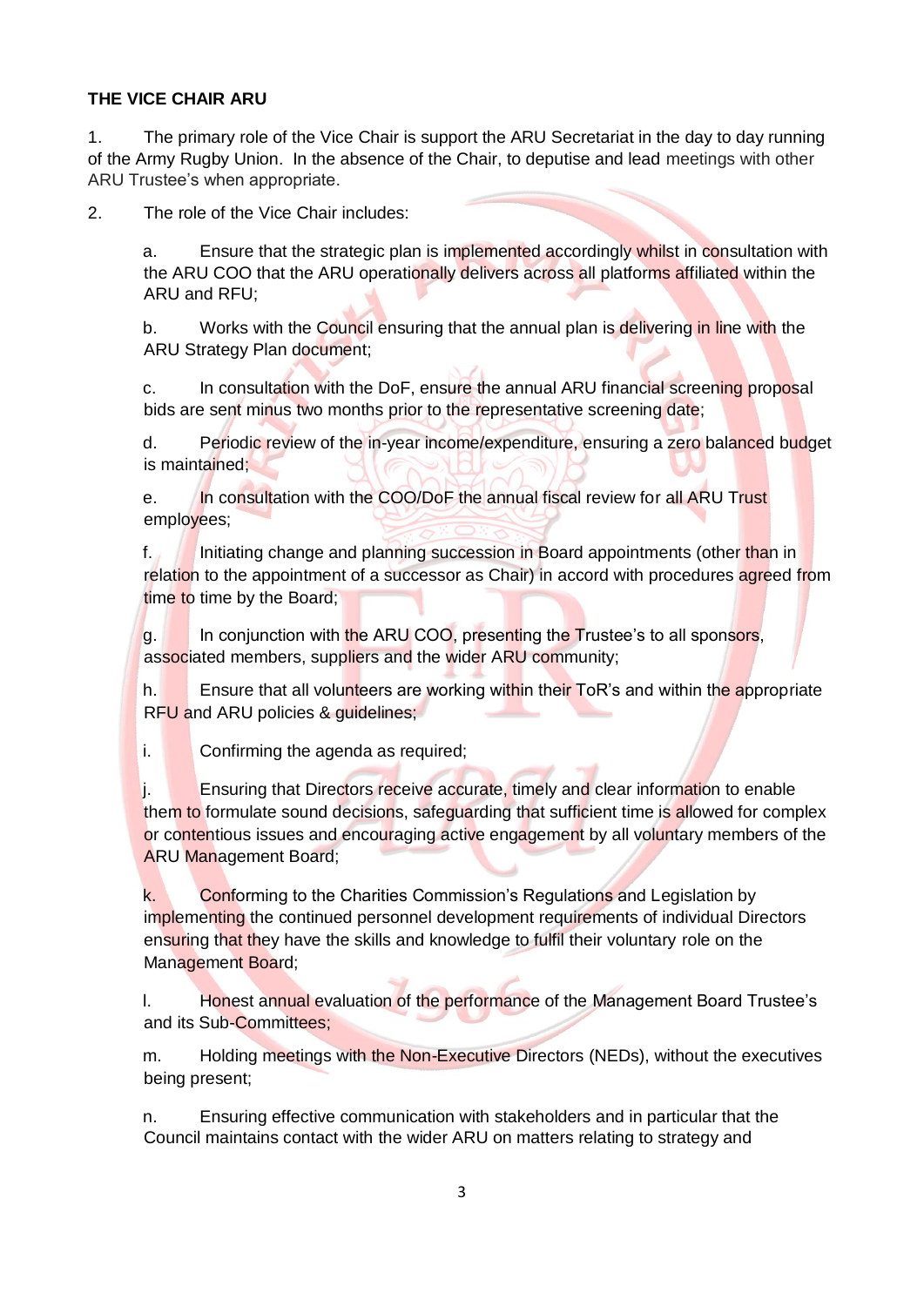**THE VICE CHAIR ARU**

1. The primary role of the Vice Chair is support the ARU Secretariat in the day to day running of the Army Rugby Union. In the absence of the Chair, to deputise and lead meetings with other ARU Trustee's when appropriate.

2. The role of the Vice Chair includes:

   a. Ensure that the strategic plan is implemented accordingly whilst in consultation with the ARU COO that the ARU operationally delivers across all platforms affiliated within the ARU and RFU;

   b. Works with the Council ensuring that the annual plan is delivering in line with the ARU Strategy Plan document;

   c. In consultation with the DoF, ensure the annual ARU financial screening proposal bids are sent minus two months prior to the representative screening date;

   d. Periodic review of the in-year income/expenditure, ensuring a zero balanced budget is maintained;

   e. In consultation with the COO/DoF the annual fiscal review for all ARU Trust employees;

   f. Initiating change and planning succession in Board appointments (other than in relation to the appointment of a successor as Chair) in accord with procedures agreed from time to time by the Board;

   g. In conjunction with the ARU COO, presenting the Trustee's to all sponsors, associated members, suppliers and the wider ARU community;

   h. Ensure that all volunteers are working within their ToR's and within the appropriate RFU and ARU policies & guidelines;

   i. Confirming the agenda as required;

   j. Ensuring that Directors receive accurate, timely and clear information to enable them to formulate sound decisions, safeguarding that sufficient time is allowed for complex or contentious issues and encouraging active engagement by all voluntary members of the ARU Management Board;

   k. Conforming to the Charities Commission's Regulations and Legislation by implementing the continued personnel development requirements of individual Directors ensuring that they have the skills and knowledge to fulfil their voluntary role on the Management Board;

   l. Honest annual evaluation of the performance of the Management Board Trustee's and its Sub-Committees;

   m. Holding meetings with the Non-Executive Directors (NEDs), without the executives being present;

   n. Ensuring effective communication with stakeholders and in particular that the Council maintains contact with the wider ARU on matters relating to strategy and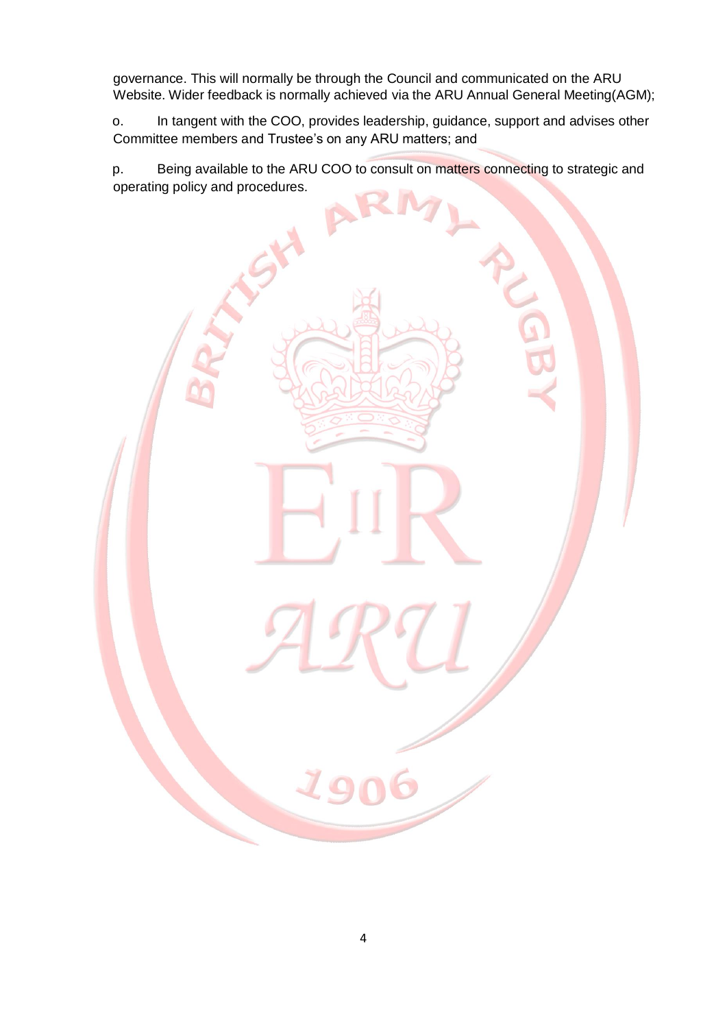governance. This will normally be through the Council and communicated on the ARU Website. Wider feedback is normally achieved via the ARU Annual General Meeting(AGM);

o. In tangent with the COO, provides leadership, guidance, support and advises other Committee members and Trustee's on any ARU matters; and

p. Being available to the ARU COO to consult on matters connecting to strategic and operating policy and procedures.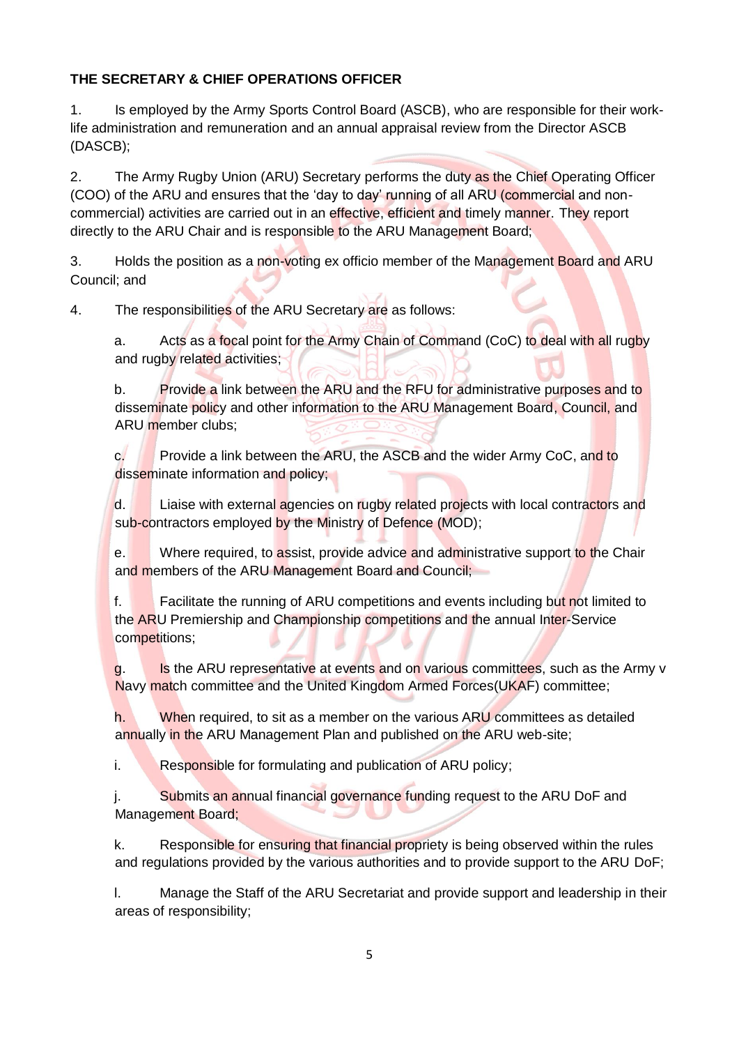**THE SECRETARY & CHIEF OPERATIONS OFFICER**

1. Is employed by the Army Sports Control Board (ASCB), who are responsible for their work-life administration and remuneration and an annual appraisal review from the Director ASCB (DASCB);

2. The Army Rugby Union (ARU) Secretary performs the duty as the Chief Operating Officer (COO) of the ARU and ensures that the 'day to day' running of all ARU (commercial and non-commercial) activities are carried out in an effective, efficient and timely manner. They report directly to the ARU Chair and is responsible to the ARU Management Board;

3. Holds the position as a non-voting ex officio member of the Management Board and ARU Council; and

4. The responsibilities of the ARU Secretary are as follows:

   a. Acts as a focal point for the Army Chain of Command (CoC) to deal with all rugby and rugby related activities;

   b. Provide a link between the ARU and the RFU for administrative purposes and to disseminate policy and other information to the ARU Management Board, Council, and ARU member clubs;

   c. Provide a link between the ARU, the ASCB and the wider Army CoC, and to disseminate information and policy;

   d. Liaise with external agencies on rugby related projects with local contractors and sub-contractors employed by the Ministry of Defence (MOD);

   e. Where required, to assist, provide advice and administrative support to the Chair and members of the ARU Management Board and Council;

   f. Facilitate the running of ARU competitions and events including but not limited to the ARU Premiership and Championship competitions and the annual Inter-Service competitions;

   g. Is the ARU representative at events and on various committees, such as the Army v Navy match committee and the United Kingdom Armed Forces(UKAF) committee;

   h. When required, to sit as a member on the various ARU committees as detailed annually in the ARU Management Plan and published on the ARU web-site;

   i. Responsible for formulating and publication of ARU policy;

   j. Submits an annual financial governance funding request to the ARU DoF and Management Board;

   k. Responsible for ensuring that financial propriety is being observed within the rules and regulations provided by the various authorities and to provide support to the ARU DoF;

   l. Manage the Staff of the ARU Secretariat and provide support and leadership in their areas of responsibility;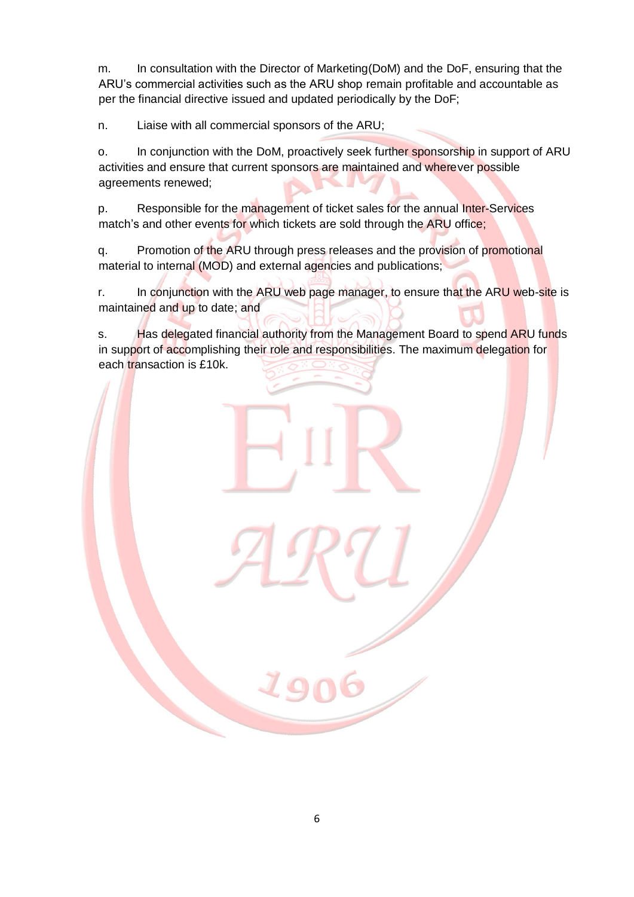m. In consultation with the Director of Marketing(DoM) and the DoF, ensuring that the ARU's commercial activities such as the ARU shop remain profitable and accountable as per the financial directive issued and updated periodically by the DoF;

n. Liaise with all commercial sponsors of the ARU;

o. In conjunction with the DoM, proactively seek further sponsorship in support of ARU activities and ensure that current sponsors are maintained and wherever possible agreements renewed;

p. Responsible for the management of ticket sales for the annual Inter-Services match's and other events for which tickets are sold through the ARU office;

q. Promotion of the ARU through press releases and the provision of promotional material to internal (MOD) and external agencies and publications;

r. In conjunction with the ARU web page manager, to ensure that the ARU web-site is maintained and up to date; and

s. Has delegated financial authority from the Management Board to spend ARU funds in support of accomplishing their role and responsibilities. The maximum delegation for each transaction is £10k.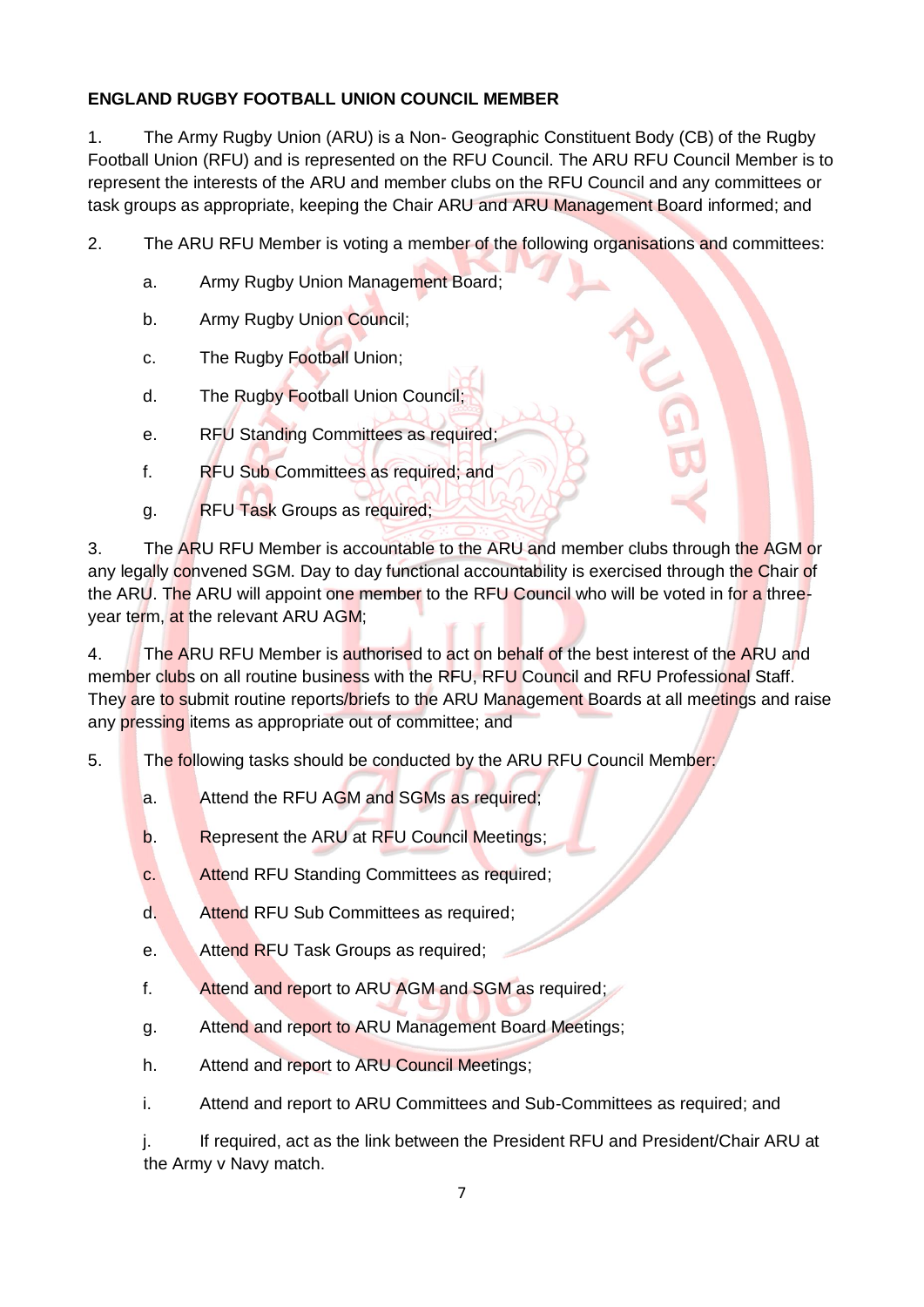**ENGLAND RUGBY FOOTBALL UNION COUNCIL MEMBER**

1. The Army Rugby Union (ARU) is a Non- Geographic Constituent Body (CB) of the Rugby Football Union (RFU) and is represented on the RFU Council. The ARU RFU Council Member is to represent the interests of the ARU and member clubs on the RFU Council and any committees or task groups as appropriate, keeping the Chair ARU and ARU Management Board informed; and

2. The ARU RFU Member is voting a member of the following organisations and committees:

   a. Army Rugby Union Management Board;

   b. Army Rugby Union Council;

   c. The Rugby Football Union;

   d. The Rugby Football Union Council;

   e. RFU Standing Committees as required;

   f. RFU Sub Committees as required; and

   g. RFU Task Groups as required;

3. The ARU RFU Member is accountable to the ARU and member clubs through the AGM or any legally convened SGM. Day to day functional accountability is exercised through the Chair of the ARU. The ARU will appoint one member to the RFU Council who will be voted in for a three-year term, at the relevant ARU AGM;

4. The ARU RFU Member is authorised to act on behalf of the best interest of the ARU and member clubs on all routine business with the RFU, RFU Council and RFU Professional Staff. They are to submit routine reports/briefs to the ARU Management Boards at all meetings and raise any pressing items as appropriate out of committee; and

5. The following tasks should be conducted by the ARU RFU Council Member:

   a. Attend the RFU AGM and SGMs as required;

   b. Represent the ARU at RFU Council Meetings;

   c. Attend RFU Standing Committees as required;

   d. Attend RFU Sub Committees as required;

   e. Attend RFU Task Groups as required;

   f. Attend and report to ARU AGM and SGM as required;

   g. Attend and report to ARU Management Board Meetings;

   h. Attend and report to ARU Council Meetings;

   i. Attend and report to ARU Committees and Sub-Committees as required; and

   j. If required, act as the link between the President RFU and President/Chair ARU at the Army v Navy match.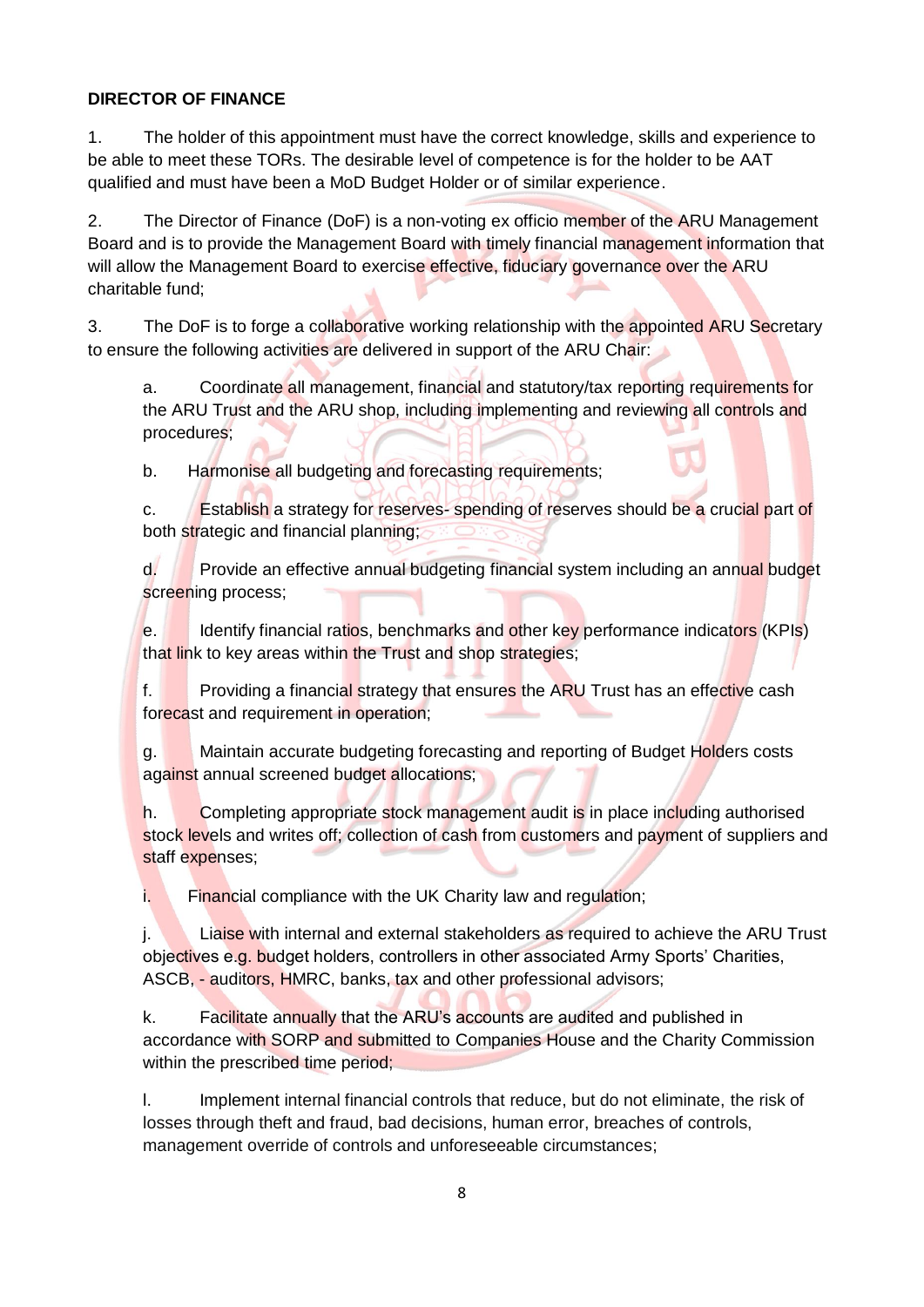**DIRECTOR OF FINANCE**

1. The holder of this appointment must have the correct knowledge, skills and experience to be able to meet these TORs. The desirable level of competence is for the holder to be AAT qualified and must have been a MoD Budget Holder or of similar experience.

2. The Director of Finance (DoF) is a non-voting ex officio member of the ARU Management Board and is to provide the Management Board with timely financial management information that will allow the Management Board to exercise effective, fiduciary governance over the ARU charitable fund;

3. The DoF is to forge a collaborative working relationship with the appointed ARU Secretary to ensure the following activities are delivered in support of the ARU Chair:

a. Coordinate all management, financial and statutory/tax reporting requirements for the ARU Trust and the ARU shop, including implementing and reviewing all controls and procedures;

b. Harmonise all budgeting and forecasting requirements;

c. Establish a strategy for reserves- spending of reserves should be a crucial part of both strategic and financial planning;

d. Provide an effective annual budgeting financial system including an annual budget screening process;

e. Identify financial ratios, benchmarks and other key performance indicators (KPIs) that link to key areas within the Trust and shop strategies;

f. Providing a financial strategy that ensures the ARU Trust has an effective cash forecast and requirement in operation;

g. Maintain accurate budgeting forecasting and reporting of Budget Holders costs against annual screened budget allocations;

h. Completing appropriate stock management audit is in place including authorised stock levels and writes off; collection of cash from customers and payment of suppliers and staff expenses;

i. Financial compliance with the UK Charity law and regulation;

j. Liaise with internal and external stakeholders as required to achieve the ARU Trust objectives e.g. budget holders, controllers in other associated Army Sports' Charities, ASCB, - auditors, HMRC, banks, tax and other professional advisors;

k. Facilitate annually that the ARU's accounts are audited and published in accordance with SORP and submitted to Companies House and the Charity Commission within the prescribed time period;

l. Implement internal financial controls that reduce, but do not eliminate, the risk of losses through theft and fraud, bad decisions, human error, breaches of controls, management override of controls and unforeseeable circumstances;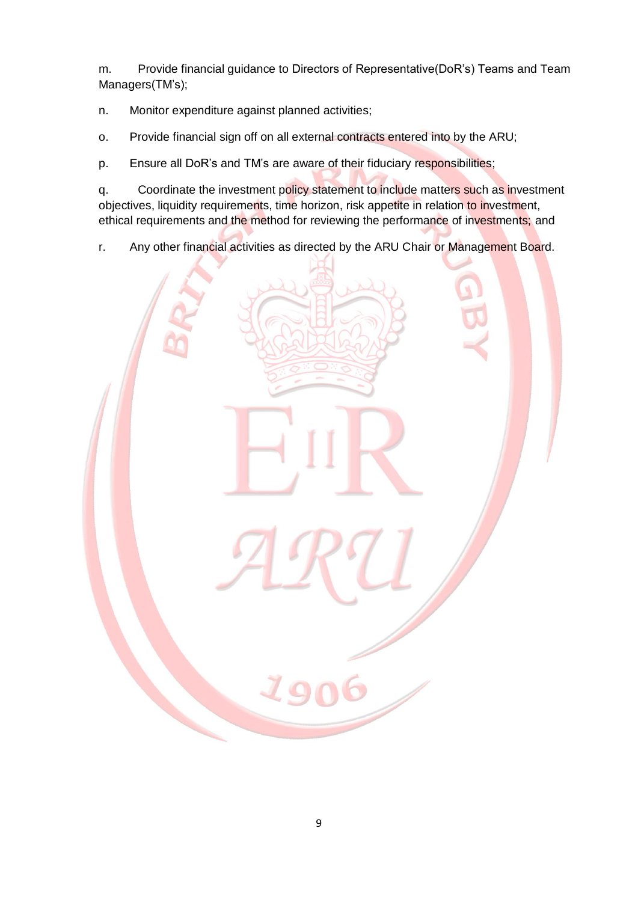m. Provide financial guidance to Directors of Representative(DoR's) Teams and Team Managers(TM's);

n. Monitor expenditure against planned activities;

o. Provide financial sign off on all external contracts entered into by the ARU;

p. Ensure all DoR's and TM's are aware of their fiduciary responsibilities;

q. Coordinate the investment policy statement to include matters such as investment objectives, liquidity requirements, time horizon, risk appetite in relation to investment, ethical requirements and the method for reviewing the performance of investments; and

r. Any other financial activities as directed by the ARU Chair or Management Board.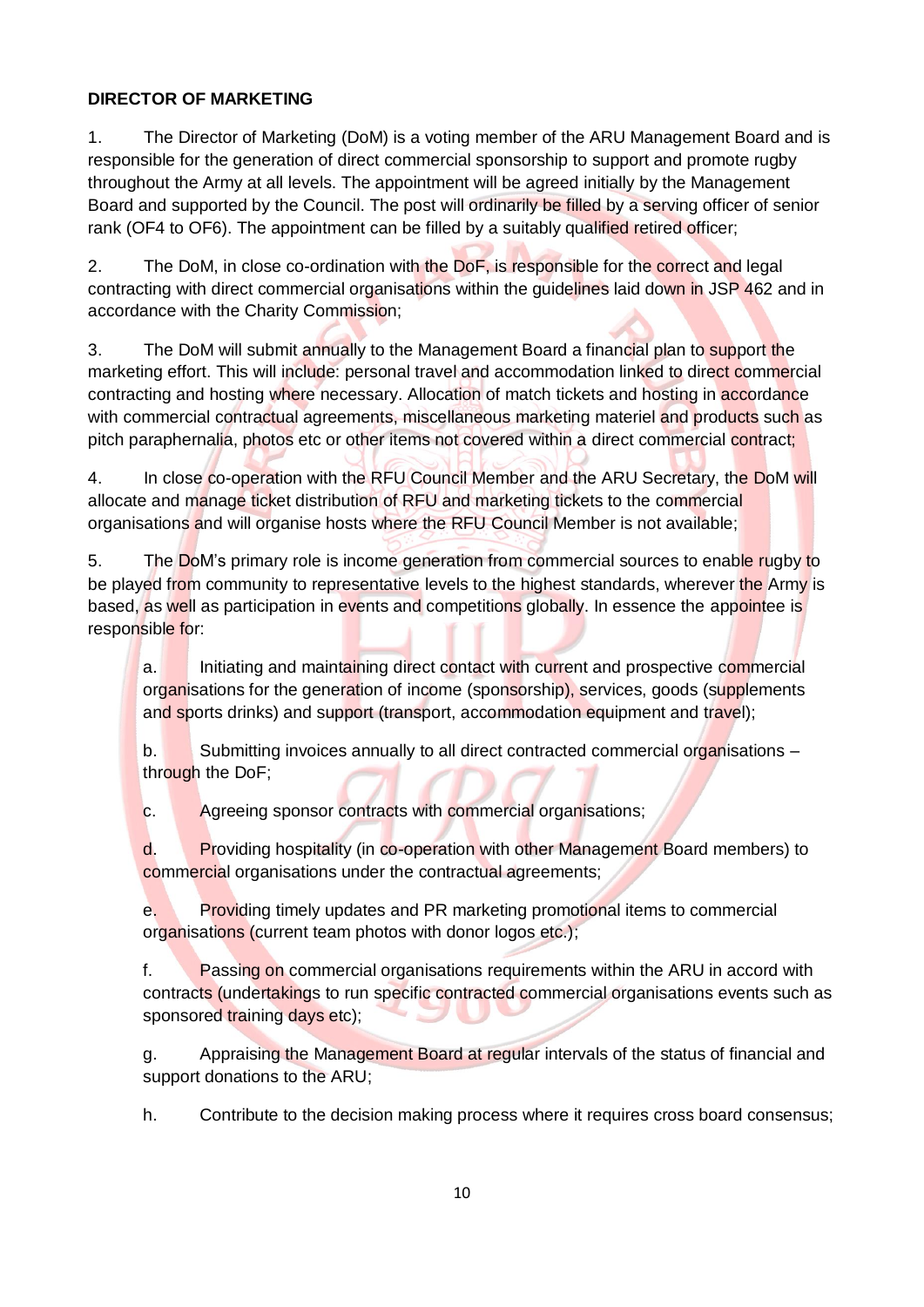**DIRECTOR OF MARKETING**

1. The Director of Marketing (DoM) is a voting member of the ARU Management Board and is responsible for the generation of direct commercial sponsorship to support and promote rugby throughout the Army at all levels. The appointment will be agreed initially by the Management Board and supported by the Council. The post will ordinarily be filled by a serving officer of senior rank (OF4 to OF6). The appointment can be filled by a suitably qualified retired officer;

2. The DoM, in close co-ordination with the DoF, is responsible for the correct and legal contracting with direct commercial organisations within the guidelines laid down in JSP 462 and in accordance with the Charity Commission;

3. The DoM will submit annually to the Management Board a financial plan to support the marketing effort. This will include: personal travel and accommodation linked to direct commercial contracting and hosting where necessary. Allocation of match tickets and hosting in accordance with commercial contractual agreements, miscellaneous marketing materiel and products such as pitch paraphernalia, photos etc or other items not covered within a direct commercial contract;

4. In close co-operation with the RFU Council Member and the ARU Secretary, the DoM will allocate and manage ticket distribution of RFU and marketing tickets to the commercial organisations and will organise hosts where the RFU Council Member is not available;

5. The DoM's primary role is income generation from commercial sources to enable rugby to be played from community to representative levels to the highest standards, wherever the Army is based, as well as participation in events and competitions globally. In essence the appointee is responsible for:

   a. Initiating and maintaining direct contact with current and prospective commercial organisations for the generation of income (sponsorship), services, goods (supplements and sports drinks) and support (transport, accommodation equipment and travel);

   b. Submitting invoices annually to all direct contracted commercial organisations – through the DoF;

   c. Agreeing sponsor contracts with commercial organisations;

   d. Providing hospitality (in co-operation with other Management Board members) to commercial organisations under the contractual agreements;

   e. Providing timely updates and PR marketing promotional items to commercial organisations (current team photos with donor logos etc.);

   f. Passing on commercial organisations requirements within the ARU in accord with contracts (undertakings to run specific contracted commercial organisations events such as sponsored training days etc);

   g. Appraising the Management Board at regular intervals of the status of financial and support donations to the ARU;

   h. Contribute to the decision making process where it requires cross board consensus;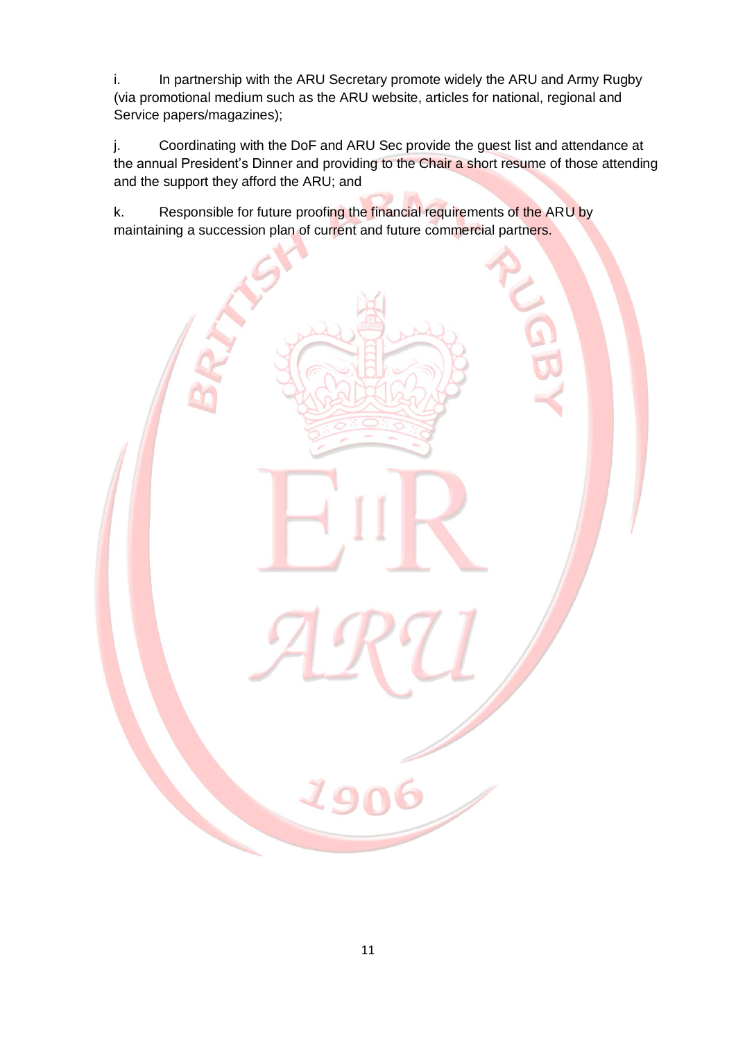i. In partnership with the ARU Secretary promote widely the ARU and Army Rugby (via promotional medium such as the ARU website, articles for national, regional and Service papers/magazines);

j. Coordinating with the DoF and ARU Sec provide the guest list and attendance at the annual President's Dinner and providing to the Chair a short resume of those attending and the support they afford the ARU; and

k. Responsible for future proofing the financial requirements of the ARU by maintaining a succession plan of current and future commercial partners.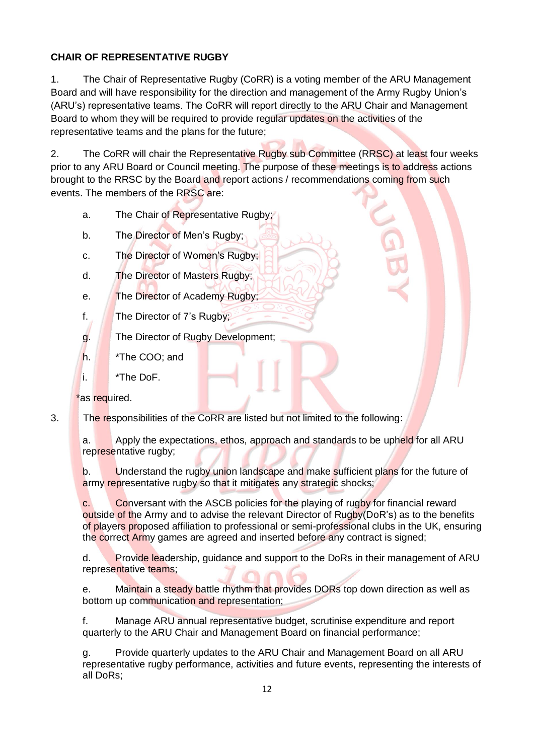**CHAIR OF REPRESENTATIVE RUGBY**

1. The Chair of Representative Rugby (CoRR) is a voting member of the ARU Management Board and will have responsibility for the direction and management of the Army Rugby Union's (ARU's) representative teams. The CoRR will report directly to the ARU Chair and Management Board to whom they will be required to provide regular updates on the activities of the representative teams and the plans for the future;

2. The CoRR will chair the Representative Rugby sub Committee (RRSC) at least four weeks prior to any ARU Board or Council meeting. The purpose of these meetings is to address actions brought to the RRSC by the Board and report actions / recommendations coming from such events. The members of the RRSC are:

   a. The Chair of Representative Rugby;

   b. The Director of Men's Rugby;

   c. The Director of Women's Rugby;

   d. The Director of Masters Rugby;

   e. The Director of Academy Rugby;

   f. The Director of 7's Rugby;

   g. The Director of Rugby Development;

   h. *The COO; and

   i. *The DoF.

   *as required.

3. The responsibilities of the CoRR are listed but not limited to the following:

   a. Apply the expectations, ethos, approach and standards to be upheld for all ARU representative rugby;

   b. Understand the rugby union landscape and make sufficient plans for the future of army representative rugby so that it mitigates any strategic shocks;

   c. Conversant with the ASCB policies for the playing of rugby for financial reward outside of the Army and to advise the relevant Director of Rugby(DoR's) as to the benefits of players proposed affiliation to professional or semi-professional clubs in the UK, ensuring the correct Army games are agreed and inserted before any contract is signed;

   d. Provide leadership, guidance and support to the DoRs in their management of ARU representative teams;

   e. Maintain a steady battle rhythm that provides DORs top down direction as well as bottom up communication and representation;

   f. Manage ARU annual representative budget, scrutinise expenditure and report quarterly to the ARU Chair and Management Board on financial performance;

   g. Provide quarterly updates to the ARU Chair and Management Board on all ARU representative rugby performance, activities and future events, representing the interests of all DoRs;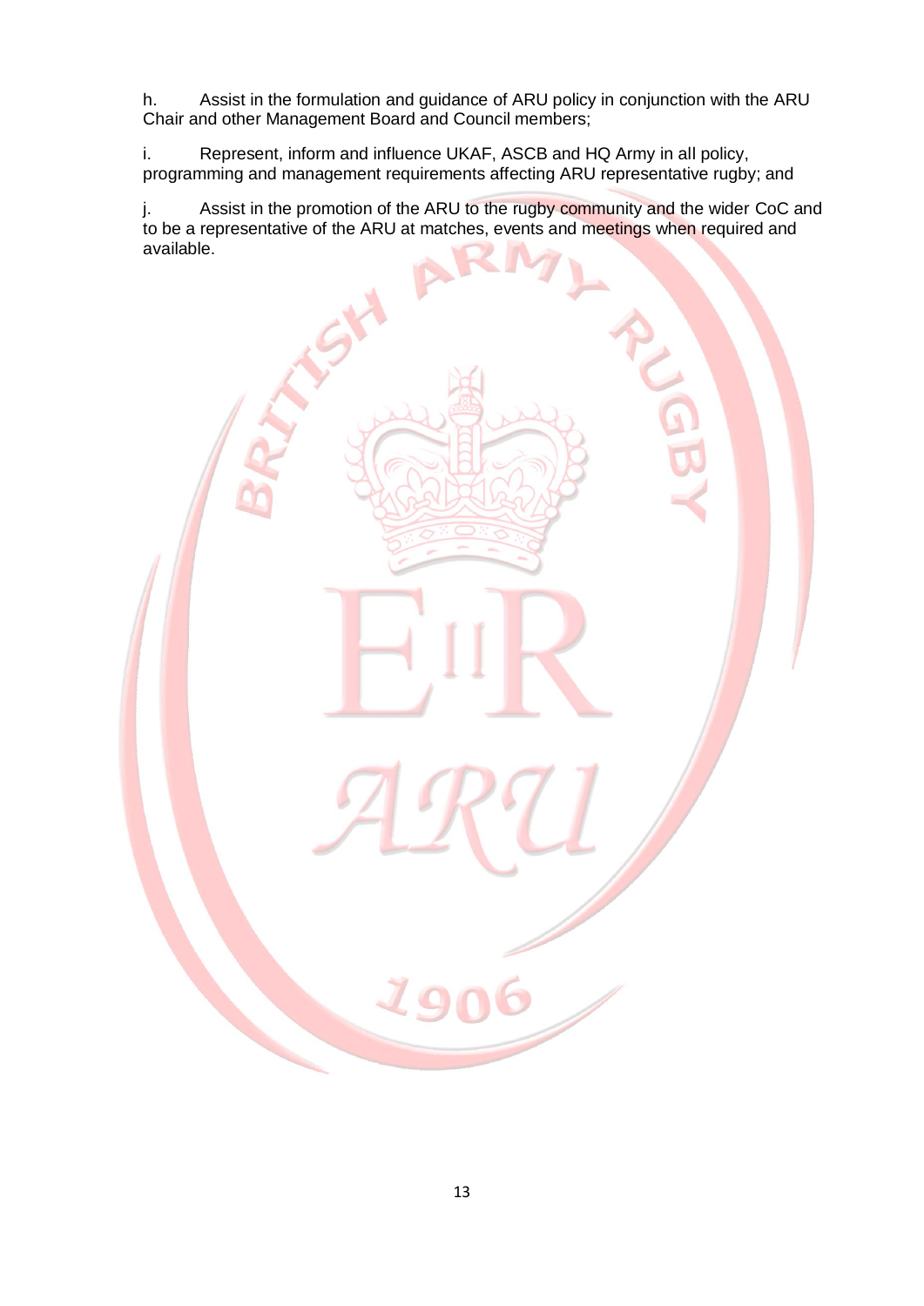h. Assist in the formulation and guidance of ARU policy in conjunction with the ARU Chair and other Management Board and Council members;

i. Represent, inform and influence UKAF, ASCB and HQ Army in all policy, programming and management requirements affecting ARU representative rugby; and

j. Assist in the promotion of the ARU to the rugby community and the wider CoC and to be a representative of the ARU at matches, events and meetings when required and available.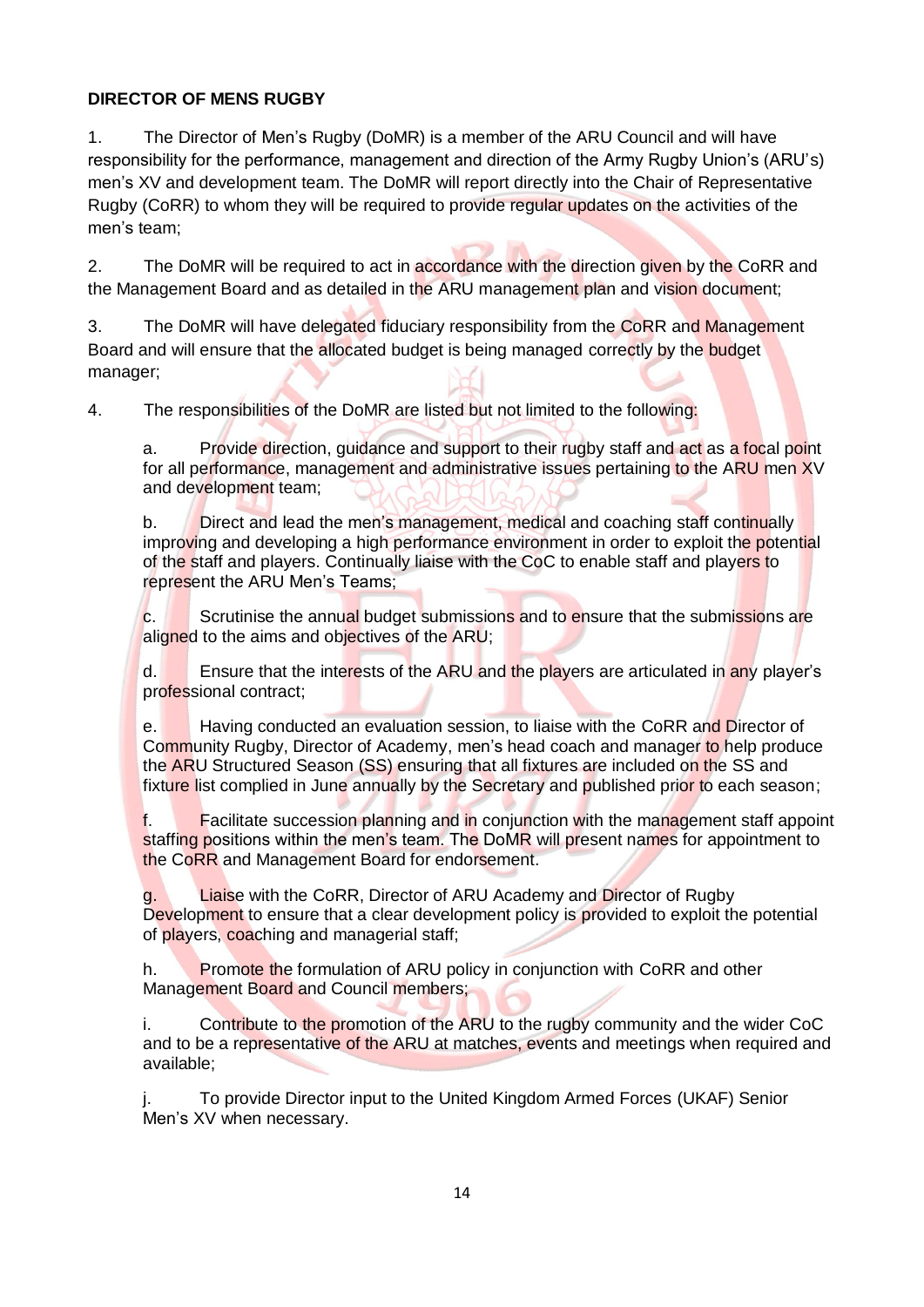**DIRECTOR OF MENS RUGBY**

1. The Director of Men's Rugby (DoMR) is a member of the ARU Council and will have responsibility for the performance, management and direction of the Army Rugby Union's (ARU's) men's XV and development team. The DoMR will report directly into the Chair of Representative Rugby (CoRR) to whom they will be required to provide regular updates on the activities of the men's team;

2. The DoMR will be required to act in accordance with the direction given by the CoRR and the Management Board and as detailed in the ARU management plan and vision document;

3. The DoMR will have delegated fiduciary responsibility from the CoRR and Management Board and will ensure that the allocated budget is being managed correctly by the budget manager;

4. The responsibilities of the DoMR are listed but not limited to the following:

   a. Provide direction, guidance and support to their rugby staff and act as a focal point for all performance, management and administrative issues pertaining to the ARU men XV and development team;

   b. Direct and lead the men's management, medical and coaching staff continually improving and developing a high performance environment in order to exploit the potential of the staff and players. Continually liaise with the CoC to enable staff and players to represent the ARU Men's Teams;

   c. Scrutinise the annual budget submissions and to ensure that the submissions are aligned to the aims and objectives of the ARU;

   d. Ensure that the interests of the ARU and the players are articulated in any player's professional contract;

   e. Having conducted an evaluation session, to liaise with the CoRR and Director of Community Rugby, Director of Academy, men's head coach and manager to help produce the ARU Structured Season (SS) ensuring that all fixtures are included on the SS and fixture list complied in June annually by the Secretary and published prior to each season;

   f. Facilitate succession planning and in conjunction with the management staff appoint staffing positions within the men's team. The DoMR will present names for appointment to the CoRR and Management Board for endorsement.

   g. Liaise with the CoRR, Director of ARU Academy and Director of Rugby Development to ensure that a clear development policy is provided to exploit the potential of players, coaching and managerial staff;

   h. Promote the formulation of ARU policy in conjunction with CoRR and other Management Board and Council members;

   i. Contribute to the promotion of the ARU to the rugby community and the wider CoC and to be a representative of the ARU at matches, events and meetings when required and available;

   j. To provide Director input to the United Kingdom Armed Forces (UKAF) Senior Men's XV when necessary.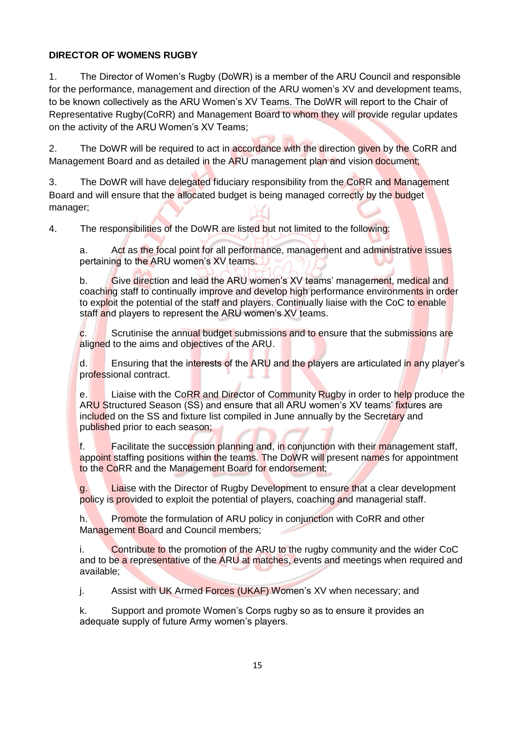**DIRECTOR OF WOMENS RUGBY**

1. The Director of Women's Rugby (DoWR) is a member of the ARU Council and responsible for the performance, management and direction of the ARU women's XV and development teams, to be known collectively as the ARU Women's XV Teams. The DoWR will report to the Chair of Representative Rugby(CoRR) and Management Board to whom they will provide regular updates on the activity of the ARU Women's XV Teams;

2. The DoWR will be required to act in accordance with the direction given by the CoRR and Management Board and as detailed in the ARU management plan and vision document;

3. The DoWR will have delegated fiduciary responsibility from the CoRR and Management Board and will ensure that the allocated budget is being managed correctly by the budget manager;

4. The responsibilities of the DoWR are listed but not limited to the following:

   a. Act as the focal point for all performance, management and administrative issues pertaining to the ARU women's XV teams.

   b. Give direction and lead the ARU women's XV teams' management, medical and coaching staff to continually improve and develop high performance environments in order to exploit the potential of the staff and players. Continually liaise with the CoC to enable staff and players to represent the ARU women's XV teams.

   c. Scrutinise the annual budget submissions and to ensure that the submissions are aligned to the aims and objectives of the ARU.

   d. Ensuring that the interests of the ARU and the players are articulated in any player's professional contract.

   e. Liaise with the CoRR and Director of Community Rugby in order to help produce the ARU Structured Season (SS) and ensure that all ARU women's XV teams' fixtures are included on the SS and fixture list compiled in June annually by the Secretary and published prior to each season;

   f. Facilitate the succession planning and, in conjunction with their management staff, appoint staffing positions within the teams. The DoWR will present names for appointment to the CoRR and the Management Board for endorsement;

   g. Liaise with the Director of Rugby Development to ensure that a clear development policy is provided to exploit the potential of players, coaching and managerial staff.

   h. Promote the formulation of ARU policy in conjunction with CoRR and other Management Board and Council members;

   i. Contribute to the promotion of the ARU to the rugby community and the wider CoC and to be a representative of the ARU at matches, events and meetings when required and available;

   j. Assist with UK Armed Forces (UKAF) Women's XV when necessary; and

   k. Support and promote Women's Corps rugby so as to ensure it provides an adequate supply of future Army women's players.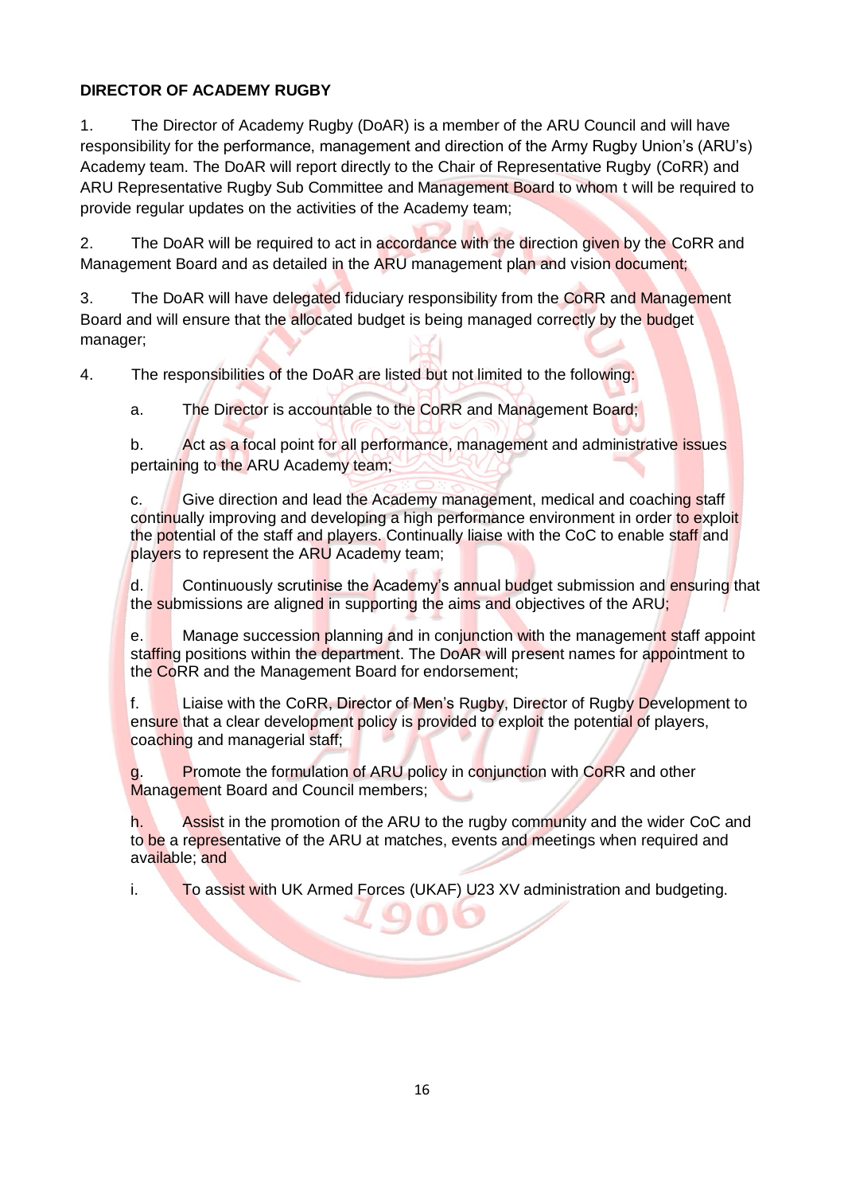**DIRECTOR OF ACADEMY RUGBY**

1. The Director of Academy Rugby (DoAR) is a member of the ARU Council and will have responsibility for the performance, management and direction of the Army Rugby Union's (ARU's) Academy team. The DoAR will report directly to the Chair of Representative Rugby (CoRR) and ARU Representative Rugby Sub Committee and Management Board to whom t will be required to provide regular updates on the activities of the Academy team;

2. The DoAR will be required to act in accordance with the direction given by the CoRR and Management Board and as detailed in the ARU management plan and vision document;

3. The DoAR will have delegated fiduciary responsibility from the CoRR and Management Board and will ensure that the allocated budget is being managed correctly by the budget manager;

4. The responsibilities of the DoAR are listed but not limited to the following:

   a. The Director is accountable to the CoRR and Management Board;

   b. Act as a focal point for all performance, management and administrative issues pertaining to the ARU Academy team;

   c. Give direction and lead the Academy management, medical and coaching staff continually improving and developing a high performance environment in order to exploit the potential of the staff and players. Continually liaise with the CoC to enable staff and players to represent the ARU Academy team;

   d. Continuously scrutinise the Academy's annual budget submission and ensuring that the submissions are aligned in supporting the aims and objectives of the ARU;

   e. Manage succession planning and in conjunction with the management staff appoint staffing positions within the department. The DoAR will present names for appointment to the CoRR and the Management Board for endorsement;

   f. Liaise with the CoRR, Director of Men's Rugby, Director of Rugby Development to ensure that a clear development policy is provided to exploit the potential of players, coaching and managerial staff;

   g. Promote the formulation of ARU policy in conjunction with CoRR and other Management Board and Council members;

   h. Assist in the promotion of the ARU to the rugby community and the wider CoC and to be a representative of the ARU at matches, events and meetings when required and available; and

   i. To assist with UK Armed Forces (UKAF) U23 XV administration and budgeting.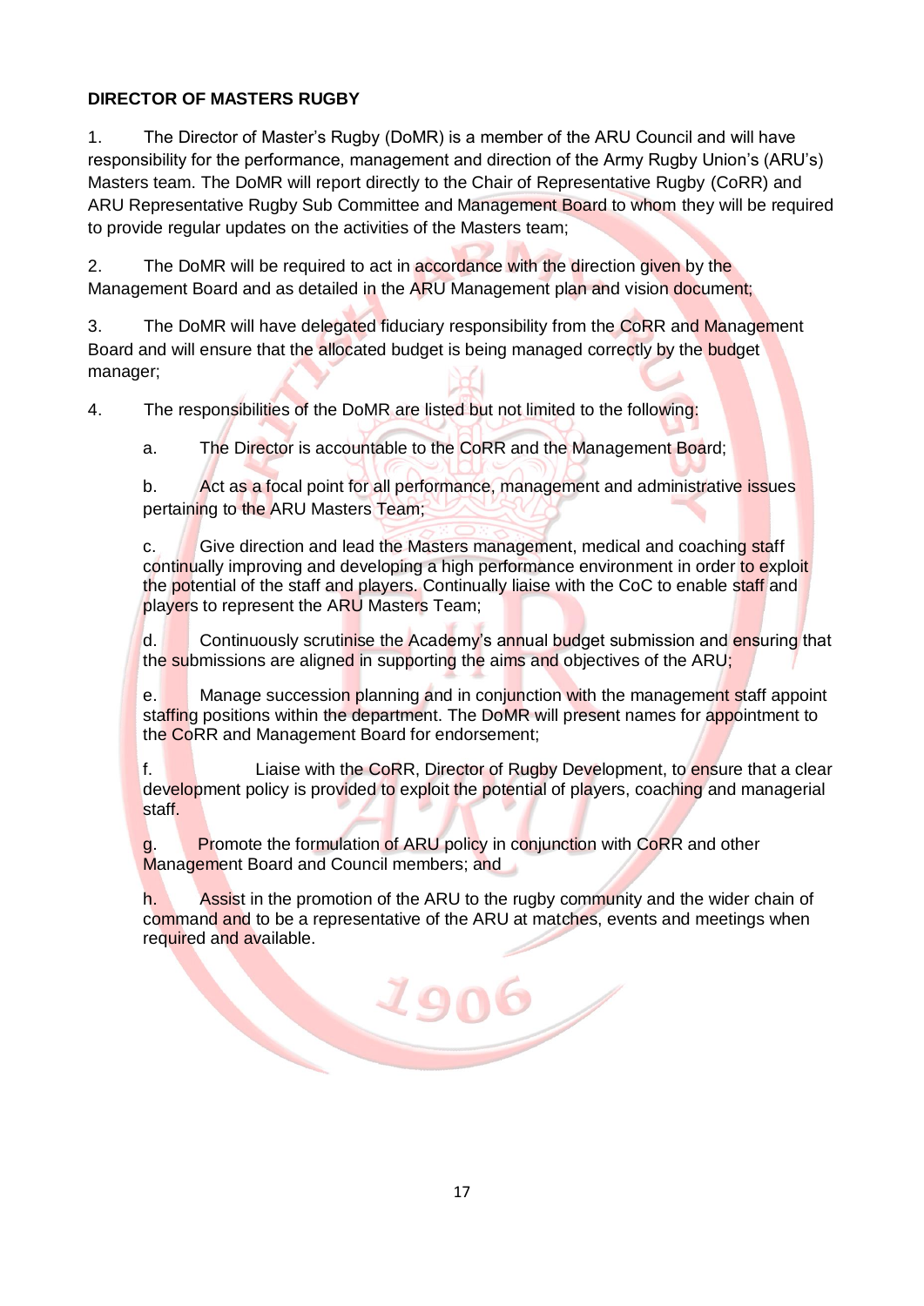**DIRECTOR OF MASTERS RUGBY**

1. The Director of Master's Rugby (DoMR) is a member of the ARU Council and will have responsibility for the performance, management and direction of the Army Rugby Union's (ARU's) Masters team. The DoMR will report directly to the Chair of Representative Rugby (CoRR) and ARU Representative Rugby Sub Committee and Management Board to whom they will be required to provide regular updates on the activities of the Masters team;

2. The DoMR will be required to act in accordance with the direction given by the Management Board and as detailed in the ARU Management plan and vision document;

3. The DoMR will have delegated fiduciary responsibility from the CoRR and Management Board and will ensure that the allocated budget is being managed correctly by the budget manager;

4. The responsibilities of the DoMR are listed but not limited to the following:

   a. The Director is accountable to the CoRR and the Management Board;

   b. Act as a focal point for all performance, management and administrative issues pertaining to the ARU Masters Team;

   c. Give direction and lead the Masters management, medical and coaching staff continually improving and developing a high performance environment in order to exploit the potential of the staff and players. Continually liaise with the CoC to enable staff and players to represent the ARU Masters Team;

   d. Continuously scrutinise the Academy's annual budget submission and ensuring that the submissions are aligned in supporting the aims and objectives of the ARU;

   e. Manage succession planning and in conjunction with the management staff appoint staffing positions within the department. The DoMR will present names for appointment to the CoRR and Management Board for endorsement;

   f. Liaise with the CoRR, Director of Rugby Development, to ensure that a clear development policy is provided to exploit the potential of players, coaching and managerial staff.

   g. Promote the formulation of ARU policy in conjunction with CoRR and other Management Board and Council members; and

   h. Assist in the promotion of the ARU to the rugby community and the wider chain of command and to be a representative of the ARU at matches, events and meetings when required and available.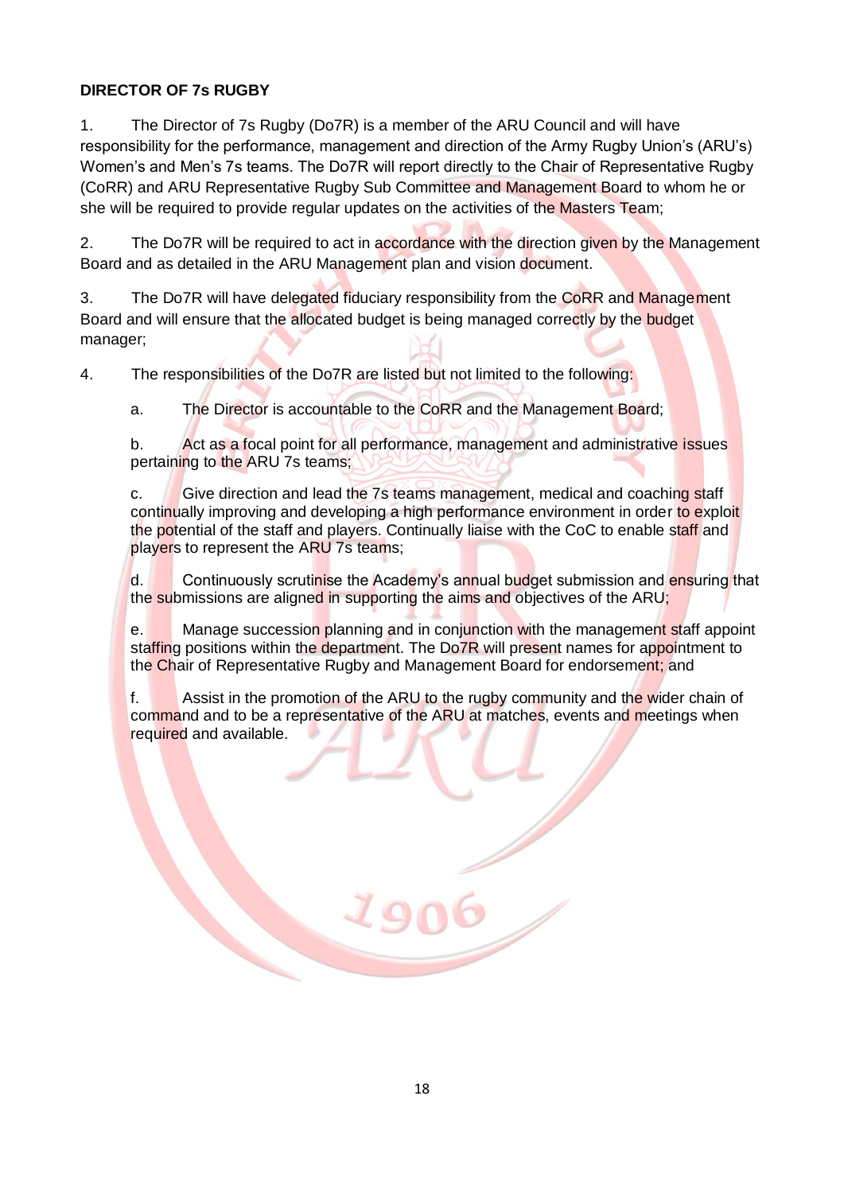**DIRECTOR OF 7s RUGBY**

1. The Director of 7s Rugby (Do7R) is a member of the ARU Council and will have responsibility for the performance, management and direction of the Army Rugby Union's (ARU's) Women's and Men's 7s teams. The Do7R will report directly to the Chair of Representative Rugby (CoRR) and ARU Representative Rugby Sub Committee and Management Board to whom he or she will be required to provide regular updates on the activities of the Masters Team;

2. The Do7R will be required to act in accordance with the direction given by the Management Board and as detailed in the ARU Management plan and vision document.

3. The Do7R will have delegated fiduciary responsibility from the CoRR and Management Board and will ensure that the allocated budget is being managed correctly by the budget manager;

4. The responsibilities of the Do7R are listed but not limited to the following:

   a. The Director is accountable to the CoRR and the Management Board;

   b. Act as a focal point for all performance, management and administrative issues pertaining to the ARU 7s teams;

   c. Give direction and lead the 7s teams management, medical and coaching staff continually improving and developing a high performance environment in order to exploit the potential of the staff and players. Continually liaise with the CoC to enable staff and players to represent the ARU 7s teams;

   d. Continuously scrutinise the Academy's annual budget submission and ensuring that the submissions are aligned in supporting the aims and objectives of the ARU;

   e. Manage succession planning and in conjunction with the management staff appoint staffing positions within the department. The Do7R will present names for appointment to the Chair of Representative Rugby and Management Board for endorsement; and

   f. Assist in the promotion of the ARU to the rugby community and the wider chain of command and to be a representative of the ARU at matches, events and meetings when required and available.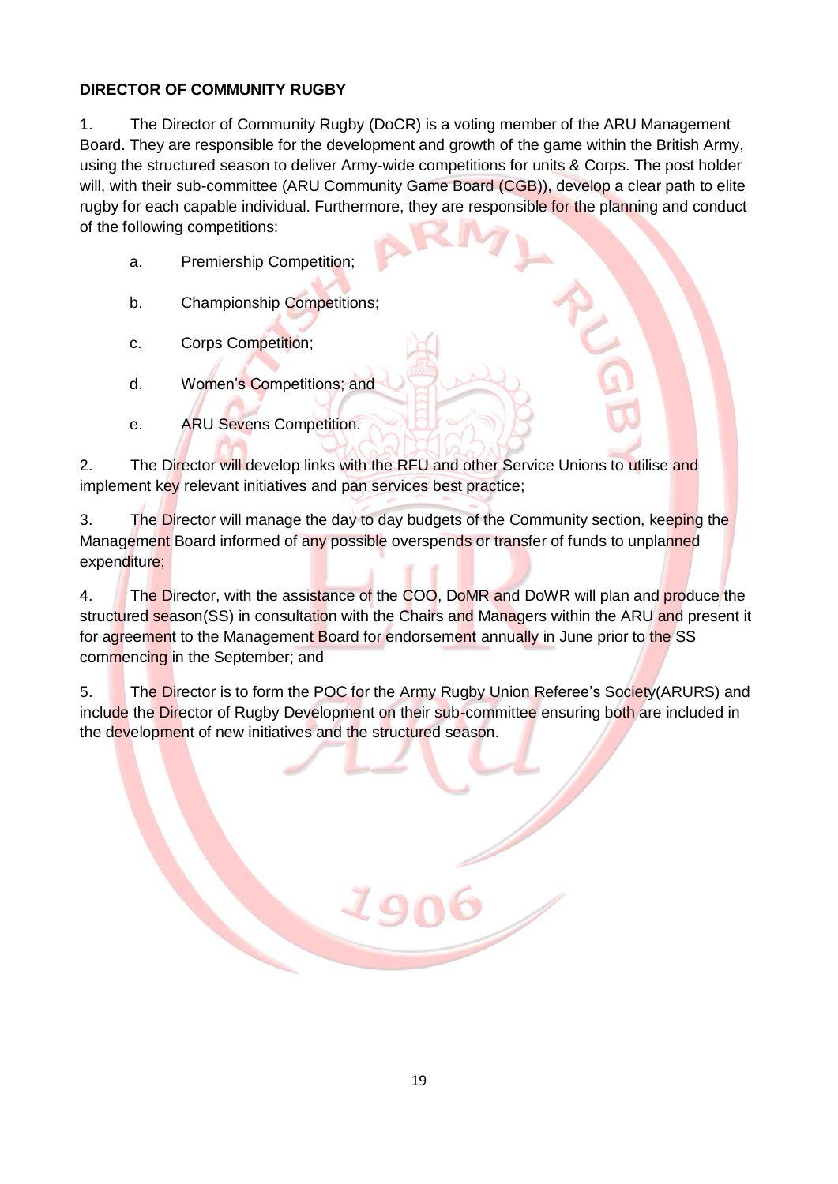**DIRECTOR OF COMMUNITY RUGBY**

1. The Director of Community Rugby (DoCR) is a voting member of the ARU Management Board. They are responsible for the development and growth of the game within the British Army, using the structured season to deliver Army-wide competitions for units & Corps. The post holder will, with their sub-committee (ARU Community Game Board (CGB)), develop a clear path to elite rugby for each capable individual. Furthermore, they are responsible for the planning and conduct of the following competitions:

   a. Premiership Competition;

   b. Championship Competitions;

   c. Corps Competition;

   d. Women's Competitions; and

   e. ARU Sevens Competition.

2. The Director will develop links with the RFU and other Service Unions to utilise and implement key relevant initiatives and pan services best practice;

3. The Director will manage the day to day budgets of the Community section, keeping the Management Board informed of any possible overspends or transfer of funds to unplanned expenditure;

4. The Director, with the assistance of the COO, DoMR and DoWR will plan and produce the structured season(SS) in consultation with the Chairs and Managers within the ARU and present it for agreement to the Management Board for endorsement annually in June prior to the SS commencing in the September; and

5. The Director is to form the POC for the Army Rugby Union Referee's Society(ARURS) and include the Director of Rugby Development on their sub-committee ensuring both are included in the development of new initiatives and the structured season.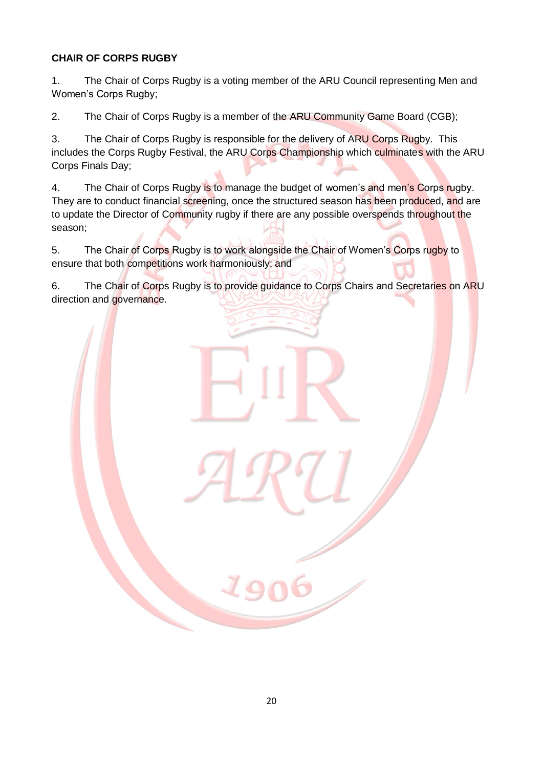**CHAIR OF CORPS RUGBY**

1. The Chair of Corps Rugby is a voting member of the ARU Council representing Men and Women's Corps Rugby;

2. The Chair of Corps Rugby is a member of the ARU Community Game Board (CGB);

3. The Chair of Corps Rugby is responsible for the delivery of ARU Corps Rugby. This includes the Corps Rugby Festival, the ARU Corps Championship which culminates with the ARU Corps Finals Day;

4. The Chair of Corps Rugby is to manage the budget of women's and men's Corps rugby. They are to conduct financial screening, once the structured season has been produced, and are to update the Director of Community rugby if there are any possible overspends throughout the season;

5. The Chair of Corps Rugby is to work alongside the Chair of Women's Corps rugby to ensure that both competitions work harmoniously; and

6. The Chair of Corps Rugby is to provide guidance to Corps Chairs and Secretaries on ARU direction and governance.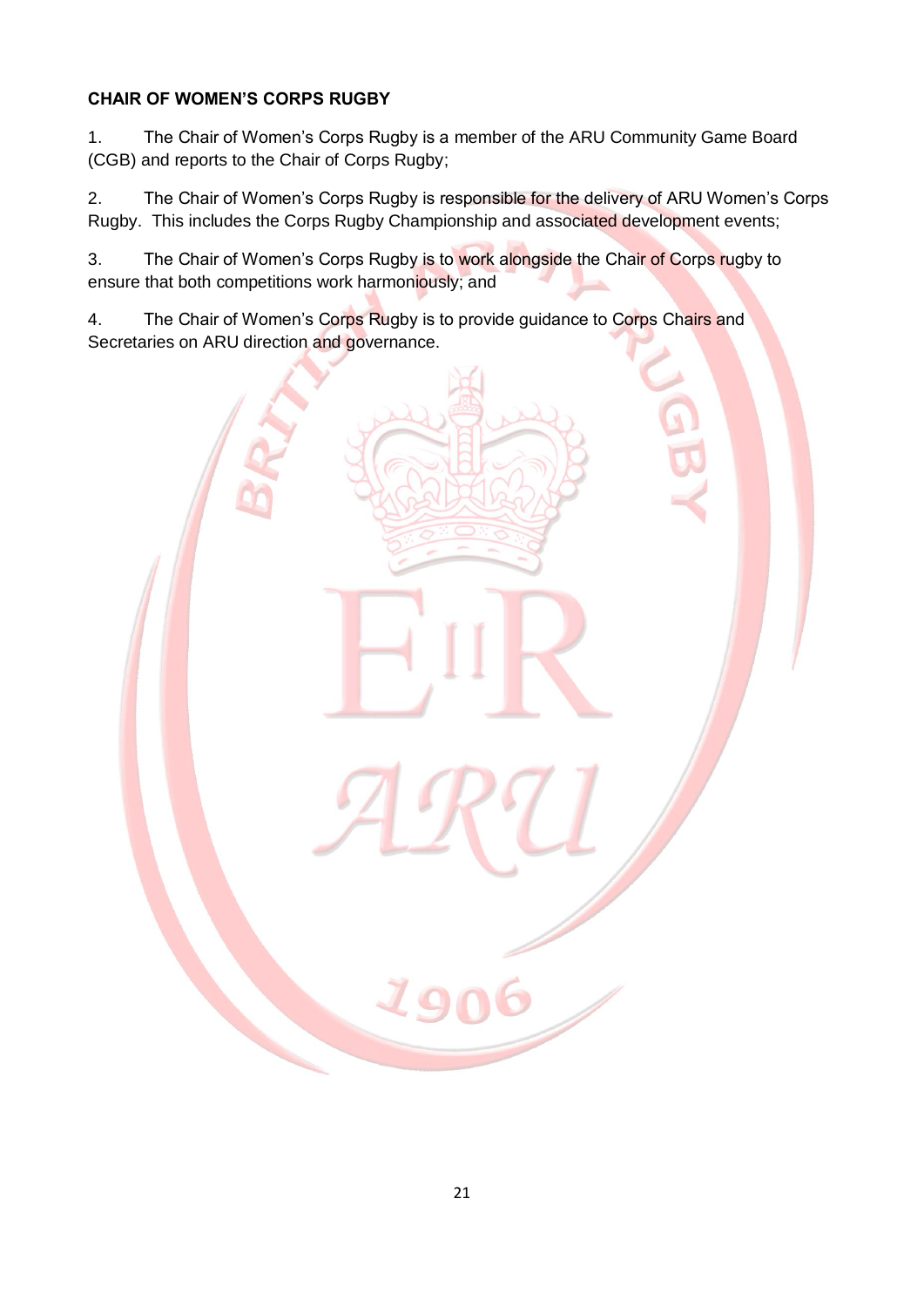**CHAIR OF WOMEN'S CORPS RUGBY**

1. The Chair of Women's Corps Rugby is a member of the ARU Community Game Board (CGB) and reports to the Chair of Corps Rugby;

2. The Chair of Women's Corps Rugby is responsible for the delivery of ARU Women's Corps Rugby. This includes the Corps Rugby Championship and associated development events;

3. The Chair of Women's Corps Rugby is to work alongside the Chair of Corps rugby to ensure that both competitions work harmoniously; and

4. The Chair of Women's Corps Rugby is to provide guidance to Corps Chairs and Secretaries on ARU direction and governance.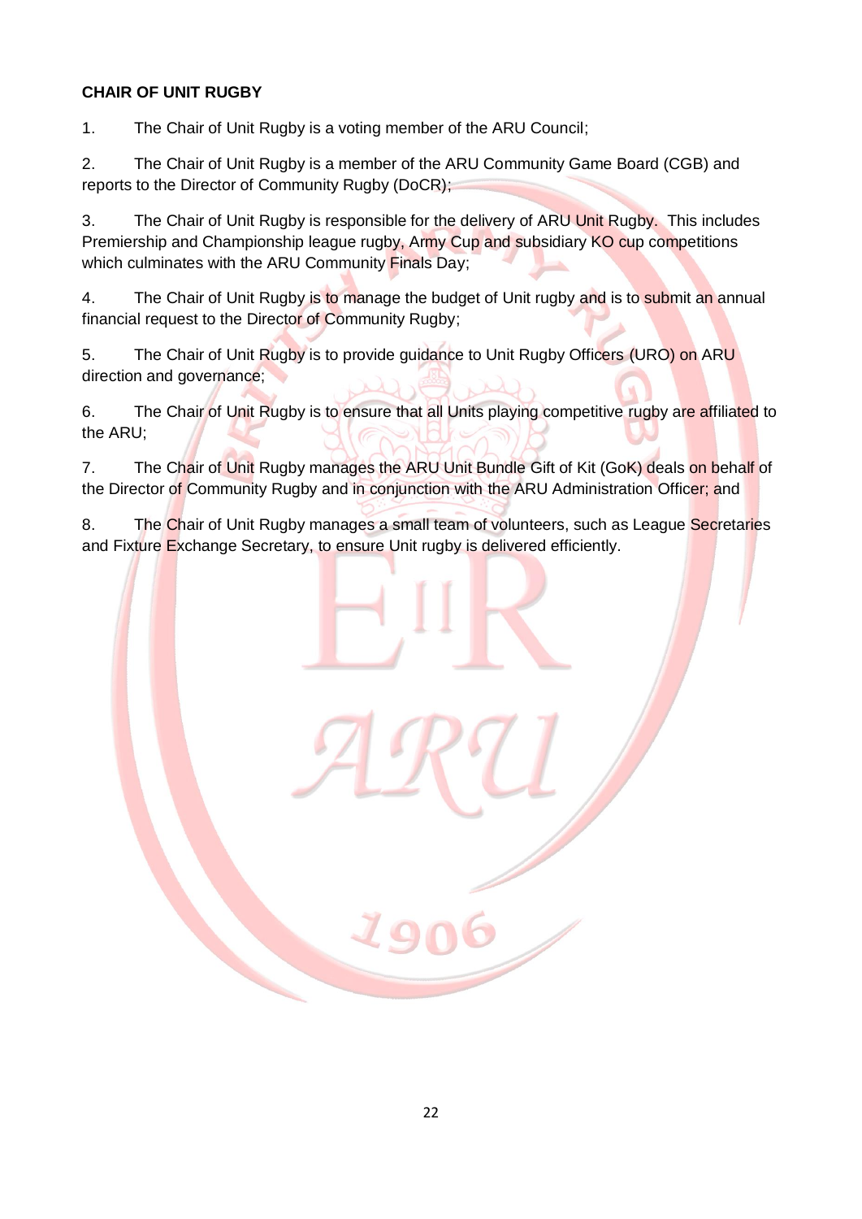**CHAIR OF UNIT RUGBY**

1. The Chair of Unit Rugby is a voting member of the ARU Council;

2. The Chair of Unit Rugby is a member of the ARU Community Game Board (CGB) and reports to the Director of Community Rugby (DoCR);

3. The Chair of Unit Rugby is responsible for the delivery of ARU Unit Rugby. This includes Premiership and Championship league rugby, Army Cup and subsidiary KO cup competitions which culminates with the ARU Community Finals Day;

4. The Chair of Unit Rugby is to manage the budget of Unit rugby and is to submit an annual financial request to the Director of Community Rugby;

5. The Chair of Unit Rugby is to provide guidance to Unit Rugby Officers (URO) on ARU direction and governance;

6. The Chair of Unit Rugby is to ensure that all Units playing competitive rugby are affiliated to the ARU;

7. The Chair of Unit Rugby manages the ARU Unit Bundle Gift of Kit (GoK) deals on behalf of the Director of Community Rugby and in conjunction with the ARU Administration Officer; and

8. The Chair of Unit Rugby manages a small team of volunteers, such as League Secretaries and Fixture Exchange Secretary, to ensure Unit rugby is delivered efficiently.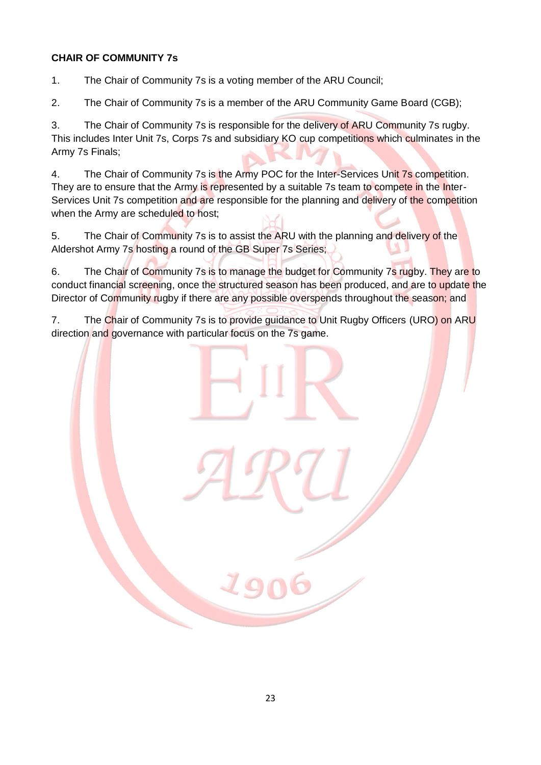**CHAIR OF COMMUNITY 7s**

1. The Chair of Community 7s is a voting member of the ARU Council;

2. The Chair of Community 7s is a member of the ARU Community Game Board (CGB);

3. The Chair of Community 7s is responsible for the delivery of ARU Community 7s rugby. This includes Inter Unit 7s, Corps 7s and subsidiary KO cup competitions which culminates in the Army 7s Finals;

4. The Chair of Community 7s is the Army POC for the Inter-Services Unit 7s competition. They are to ensure that the Army is represented by a suitable 7s team to compete in the Inter-Services Unit 7s competition and are responsible for the planning and delivery of the competition when the Army are scheduled to host;

5. The Chair of Community 7s is to assist the ARU with the planning and delivery of the Aldershot Army 7s hosting a round of the GB Super 7s Series;

6. The Chair of Community 7s is to manage the budget for Community 7s rugby. They are to conduct financial screening, once the structured season has been produced, and are to update the Director of Community rugby if there are any possible overspends throughout the season; and

7. The Chair of Community 7s is to provide guidance to Unit Rugby Officers (URO) on ARU direction and governance with particular focus on the 7s game.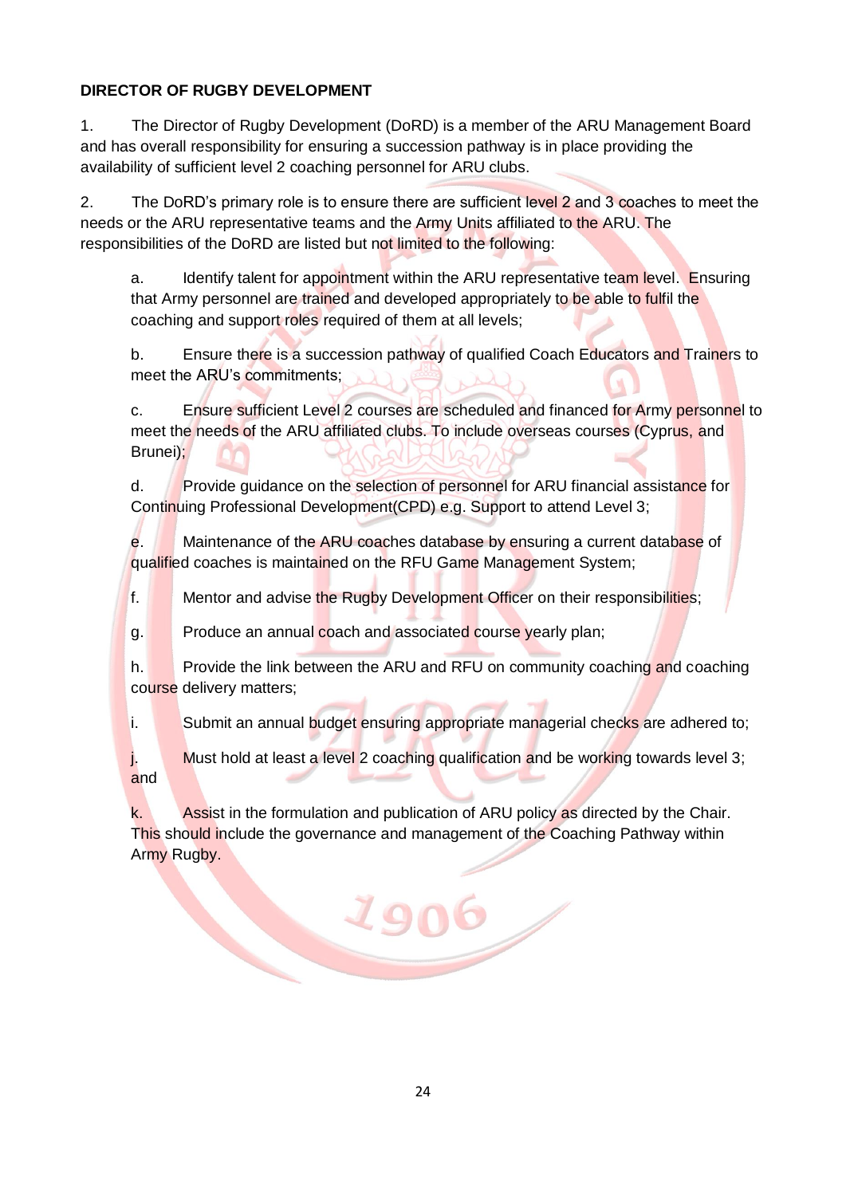**DIRECTOR OF RUGBY DEVELOPMENT**

1. The Director of Rugby Development (DoRD) is a member of the ARU Management Board and has overall responsibility for ensuring a succession pathway is in place providing the availability of sufficient level 2 coaching personnel for ARU clubs.

2. The DoRD's primary role is to ensure there are sufficient level 2 and 3 coaches to meet the needs or the ARU representative teams and the Army Units affiliated to the ARU. The responsibilities of the DoRD are listed but not limited to the following:

   a. Identify talent for appointment within the ARU representative team level. Ensuring that Army personnel are trained and developed appropriately to be able to fulfil the coaching and support roles required of them at all levels;

   b. Ensure there is a succession pathway of qualified Coach Educators and Trainers to meet the ARU's commitments;

   c. Ensure sufficient Level 2 courses are scheduled and financed for Army personnel to meet the needs of the ARU affiliated clubs. To include overseas courses (Cyprus, and Brunei);

   d. Provide guidance on the selection of personnel for ARU financial assistance for Continuing Professional Development(CPD) e.g. Support to attend Level 3;

   e. Maintenance of the ARU coaches database by ensuring a current database of qualified coaches is maintained on the RFU Game Management System;

   f. Mentor and advise the Rugby Development Officer on their responsibilities;

   g. Produce an annual coach and associated course yearly plan;

   h. Provide the link between the ARU and RFU on community coaching and coaching course delivery matters;

   i. Submit an annual budget ensuring appropriate managerial checks are adhered to;

   j. Must hold at least a level 2 coaching qualification and be working towards level 3; and

   k. Assist in the formulation and publication of ARU policy as directed by the Chair. This should include the governance and management of the Coaching Pathway within Army Rugby.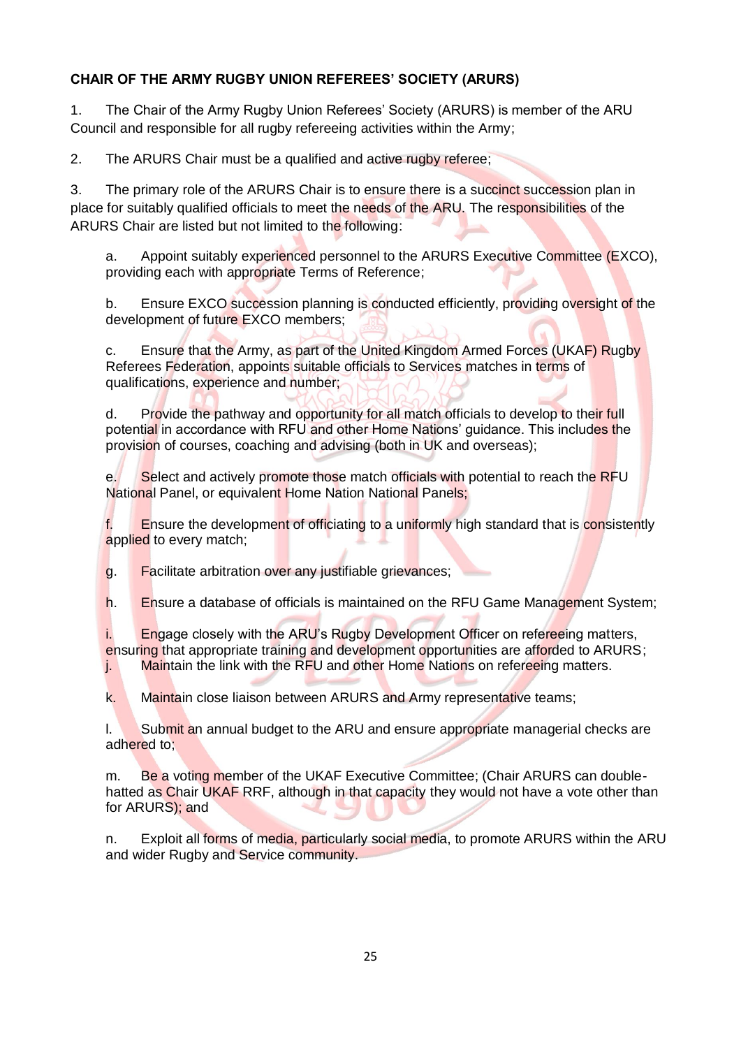**CHAIR OF THE ARMY RUGBY UNION REFEREES' SOCIETY (ARURS)**

1. The Chair of the Army Rugby Union Referees' Society (ARURS) is member of the ARU Council and responsible for all rugby refereeing activities within the Army;

2. The ARURS Chair must be a qualified and active rugby referee;

3. The primary role of the ARURS Chair is to ensure there is a succinct succession plan in place for suitably qualified officials to meet the needs of the ARU. The responsibilities of the ARURS Chair are listed but not limited to the following:

   a. Appoint suitably experienced personnel to the ARURS Executive Committee (EXCO), providing each with appropriate Terms of Reference;

   b. Ensure EXCO succession planning is conducted efficiently, providing oversight of the development of future EXCO members;

   c. Ensure that the Army, as part of the United Kingdom Armed Forces (UKAF) Rugby Referees Federation, appoints suitable officials to Services matches in terms of qualifications, experience and number;

   d. Provide the pathway and opportunity for all match officials to develop to their full potential in accordance with RFU and other Home Nations' guidance. This includes the provision of courses, coaching and advising (both in UK and overseas);

   e. Select and actively promote those match officials with potential to reach the RFU National Panel, or equivalent Home Nation National Panels;

   f. Ensure the development of officiating to a uniformly high standard that is consistently applied to every match;

   g. Facilitate arbitration over any justifiable grievances;

   h. Ensure a database of officials is maintained on the RFU Game Management System;

   i. Engage closely with the ARU's Rugby Development Officer on refereeing matters, ensuring that appropriate training and development opportunities are afforded to ARURS;

   j. Maintain the link with the RFU and other Home Nations on refereeing matters.

   k. Maintain close liaison between ARURS and Army representative teams;

   l. Submit an annual budget to the ARU and ensure appropriate managerial checks are adhered to;

   m. Be a voting member of the UKAF Executive Committee; (Chair ARURS can double-hatted as Chair UKAF RRF, although in that capacity they would not have a vote other than for ARURS); and

   n. Exploit all forms of media, particularly social media, to promote ARURS within the ARU and wider Rugby and Service community.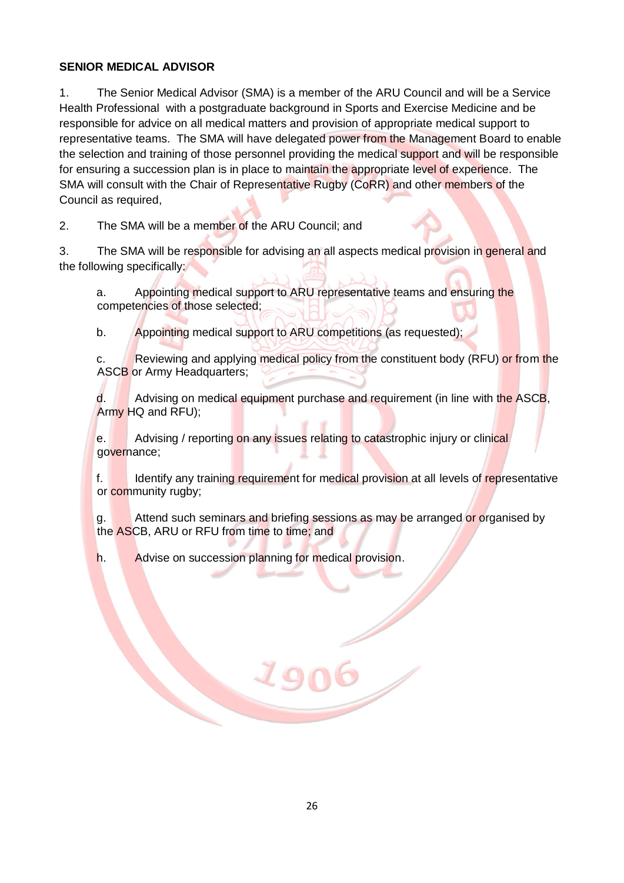**SENIOR MEDICAL ADVISOR**

1. The Senior Medical Advisor (SMA) is a member of the ARU Council and will be a Service Health Professional with a postgraduate background in Sports and Exercise Medicine and be responsible for advice on all medical matters and provision of appropriate medical support to representative teams. The SMA will have delegated power from the Management Board to enable the selection and training of those personnel providing the medical support and will be responsible for ensuring a succession plan is in place to maintain the appropriate level of experience. The SMA will consult with the Chair of Representative Rugby (CoRR) and other members of the Council as required,

2. The SMA will be a member of the ARU Council; and

3. The SMA will be responsible for advising an all aspects medical provision in general and the following specifically:

   a. Appointing medical support to ARU representative teams and ensuring the competencies of those selected;

   b. Appointing medical support to ARU competitions (as requested);

   c. Reviewing and applying medical policy from the constituent body (RFU) or from the ASCB or Army Headquarters;

   d. Advising on medical equipment purchase and requirement (in line with the ASCB, Army HQ and RFU);

   e. Advising / reporting on any issues relating to catastrophic injury or clinical governance;

   f. Identify any training requirement for medical provision at all levels of representative or community rugby;

   g. Attend such seminars and briefing sessions as may be arranged or organised by the ASCB, ARU or RFU from time to time; and

   h. Advise on succession planning for medical provision.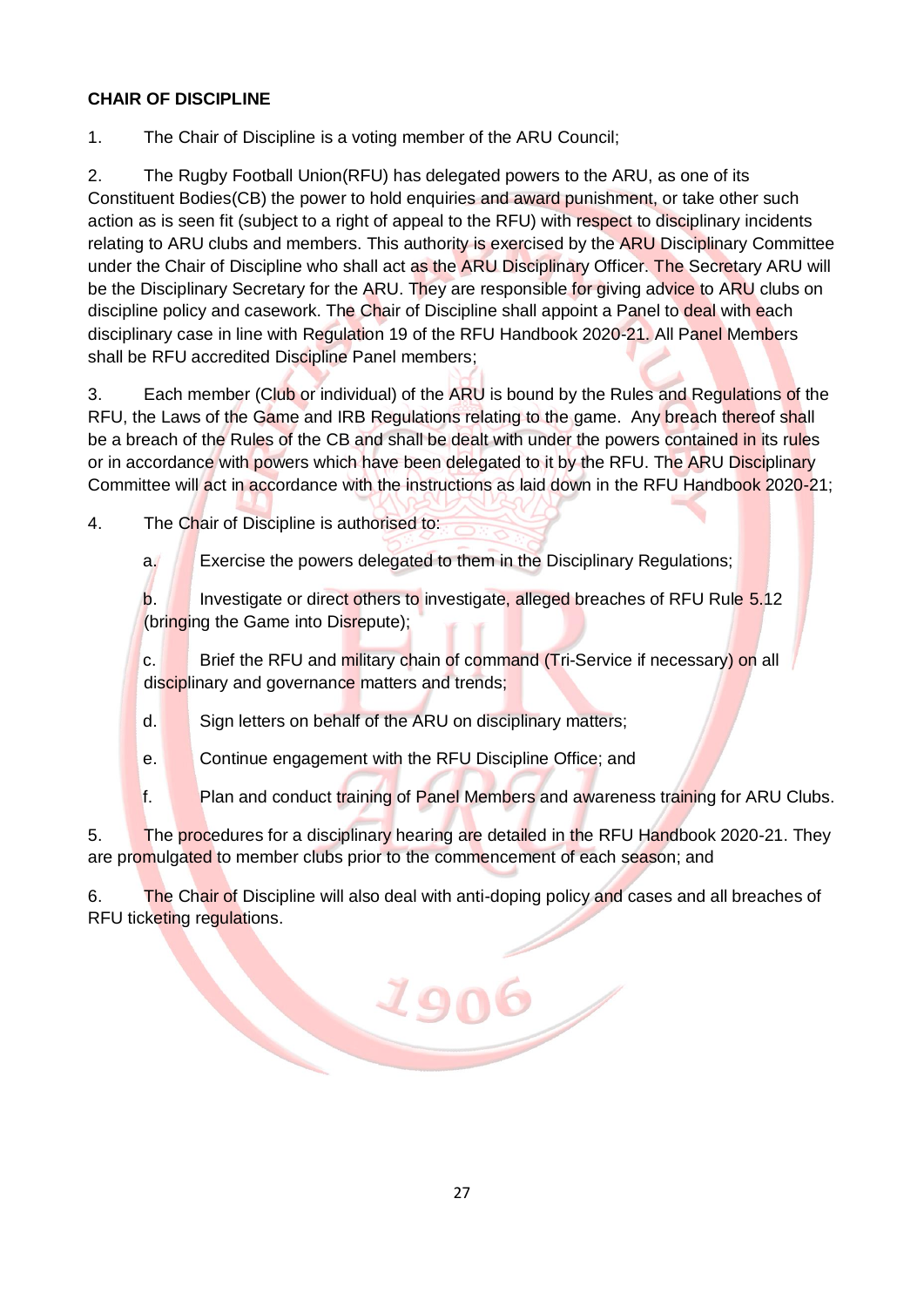**CHAIR OF DISCIPLINE**

1. The Chair of Discipline is a voting member of the ARU Council;

2. The Rugby Football Union(RFU) has delegated powers to the ARU, as one of its Constituent Bodies(CB) the power to hold enquiries and award punishment, or take other such action as is seen fit (subject to a right of appeal to the RFU) with respect to disciplinary incidents relating to ARU clubs and members. This authority is exercised by the ARU Disciplinary Committee under the Chair of Discipline who shall act as the ARU Disciplinary Officer. The Secretary ARU will be the Disciplinary Secretary for the ARU. They are responsible for giving advice to ARU clubs on discipline policy and casework. The Chair of Discipline shall appoint a Panel to deal with each disciplinary case in line with Regulation 19 of the RFU Handbook 2020-21. All Panel Members shall be RFU accredited Discipline Panel members;

3. Each member (Club or individual) of the ARU is bound by the Rules and Regulations of the RFU, the Laws of the Game and IRB Regulations relating to the game. Any breach thereof shall be a breach of the Rules of the CB and shall be dealt with under the powers contained in its rules or in accordance with powers which have been delegated to it by the RFU. The ARU Disciplinary Committee will act in accordance with the instructions as laid down in the RFU Handbook 2020-21;

4. The Chair of Discipline is authorised to:

   a. Exercise the powers delegated to them in the Disciplinary Regulations;

   b. Investigate or direct others to investigate, alleged breaches of RFU Rule 5.12 (bringing the Game into Disrepute);

   c. Brief the RFU and military chain of command (Tri-Service if necessary) on all disciplinary and governance matters and trends;

   d. Sign letters on behalf of the ARU on disciplinary matters;

   e. Continue engagement with the RFU Discipline Office; and

   f. Plan and conduct training of Panel Members and awareness training for ARU Clubs.

5. The procedures for a disciplinary hearing are detailed in the RFU Handbook 2020-21. They are promulgated to member clubs prior to the commencement of each season; and

6. The Chair of Discipline will also deal with anti-doping policy and cases and all breaches of RFU ticketing regulations.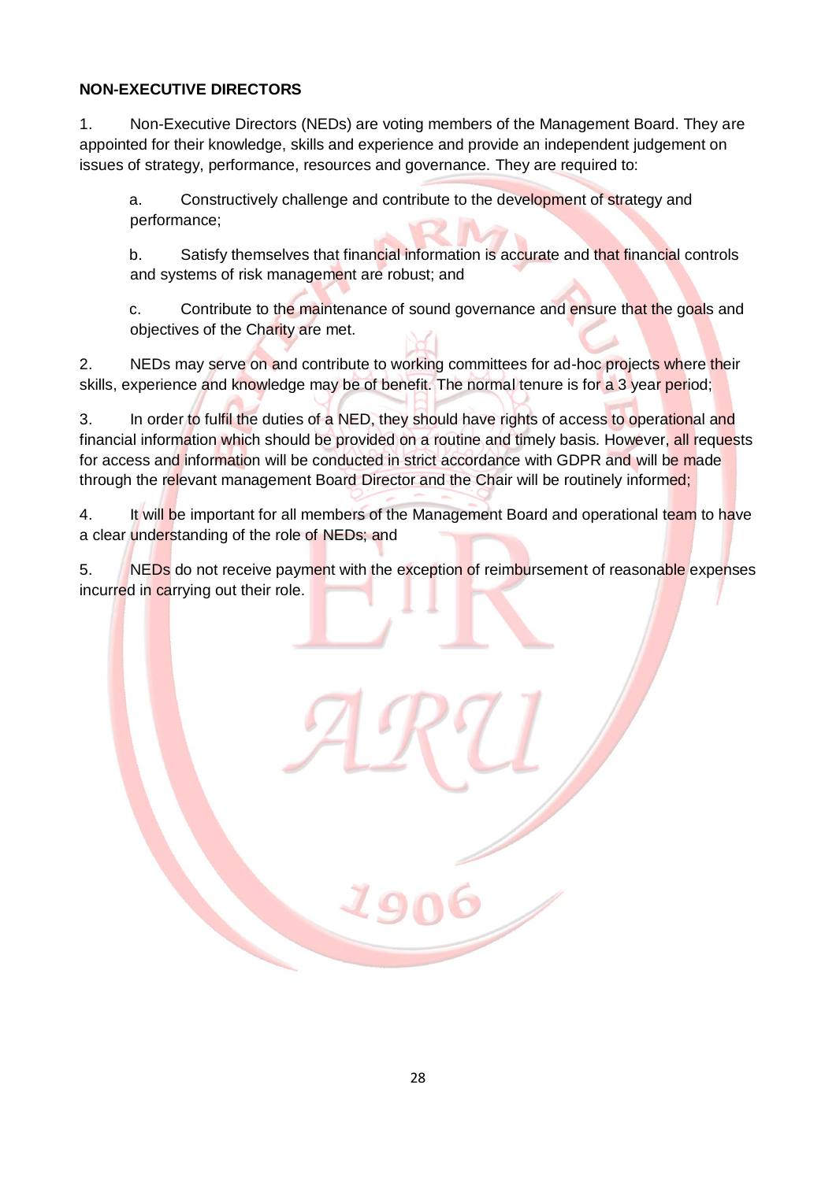**NON-EXECUTIVE DIRECTORS**

1. Non-Executive Directors (NEDs) are voting members of the Management Board. They are appointed for their knowledge, skills and experience and provide an independent judgement on issues of strategy, performance, resources and governance. They are required to:

   a. Constructively challenge and contribute to the development of strategy and performance;

   b. Satisfy themselves that financial information is accurate and that financial controls and systems of risk management are robust; and

   c. Contribute to the maintenance of sound governance and ensure that the goals and objectives of the Charity are met.

2. NEDs may serve on and contribute to working committees for ad-hoc projects where their skills, experience and knowledge may be of benefit. The normal tenure is for a 3 year period;

3. In order to fulfil the duties of a NED, they should have rights of access to operational and financial information which should be provided on a routine and timely basis. However, all requests for access and information will be conducted in strict accordance with GDPR and will be made through the relevant management Board Director and the Chair will be routinely informed;

4. It will be important for all members of the Management Board and operational team to have a clear understanding of the role of NEDs; and

5. NEDs do not receive payment with the exception of reimbursement of reasonable expenses incurred in carrying out their role.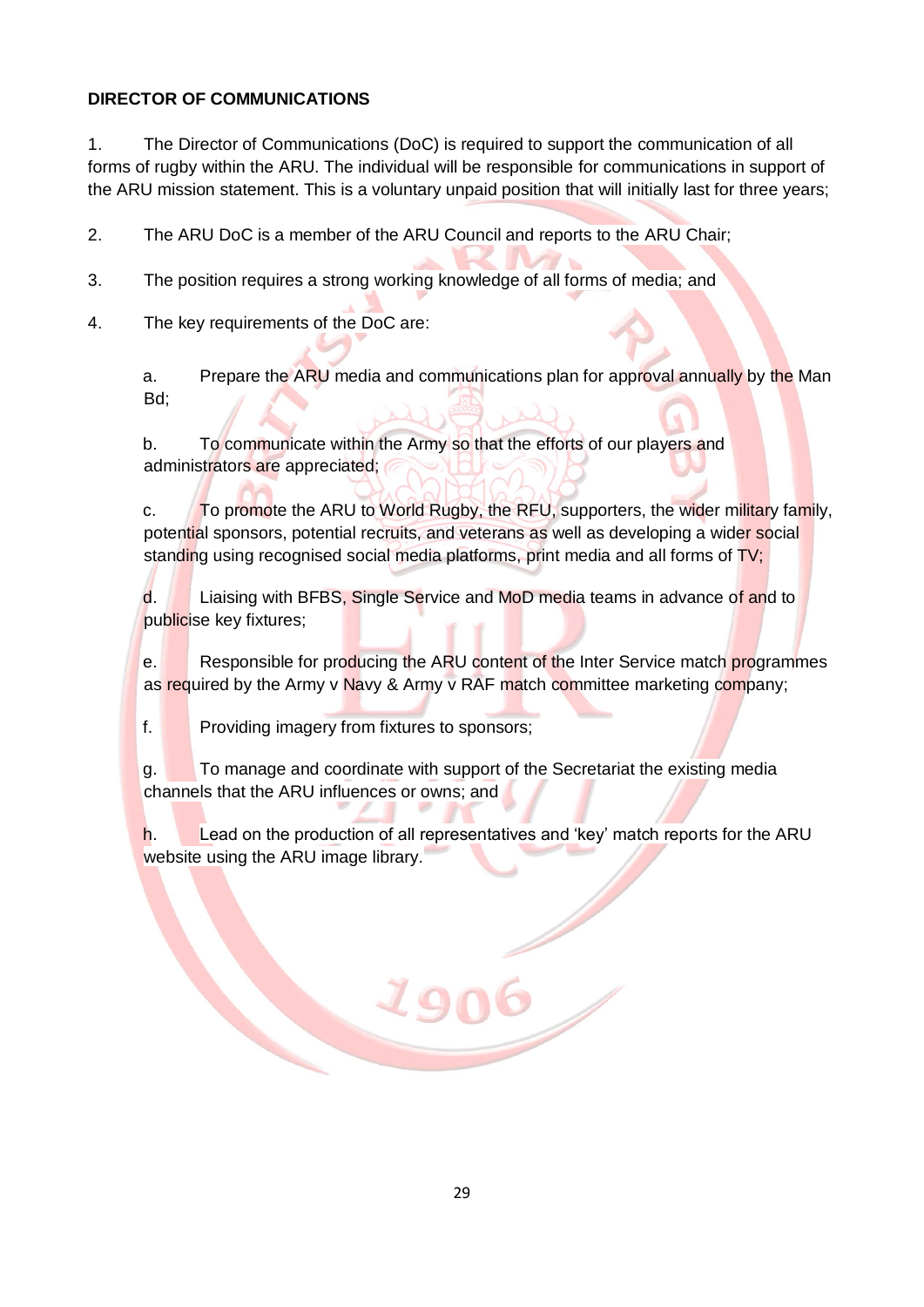**DIRECTOR OF COMMUNICATIONS**

1. The Director of Communications (DoC) is required to support the communication of all forms of rugby within the ARU. The individual will be responsible for communications in support of the ARU mission statement. This is a voluntary unpaid position that will initially last for three years;

2. The ARU DoC is a member of the ARU Council and reports to the ARU Chair;

3. The position requires a strong working knowledge of all forms of media; and

4. The key requirements of the DoC are:

   a. Prepare the ARU media and communications plan for approval annually by the Man Bd;

   b. To communicate within the Army so that the efforts of our players and administrators are appreciated;

   c. To promote the ARU to World Rugby, the RFU, supporters, the wider military family, potential sponsors, potential recruits, and veterans as well as developing a wider social standing using recognised social media platforms, print media and all forms of TV;

   d. Liaising with BFBS, Single Service and MoD media teams in advance of and to publicise key fixtures;

   e. Responsible for producing the ARU content of the Inter Service match programmes as required by the Army v Navy & Army v RAF match committee marketing company;

   f. Providing imagery from fixtures to sponsors;

   g. To manage and coordinate with support of the Secretariat the existing media channels that the ARU influences or owns; and

   h. Lead on the production of all representatives and 'key' match reports for the ARU website using the ARU image library.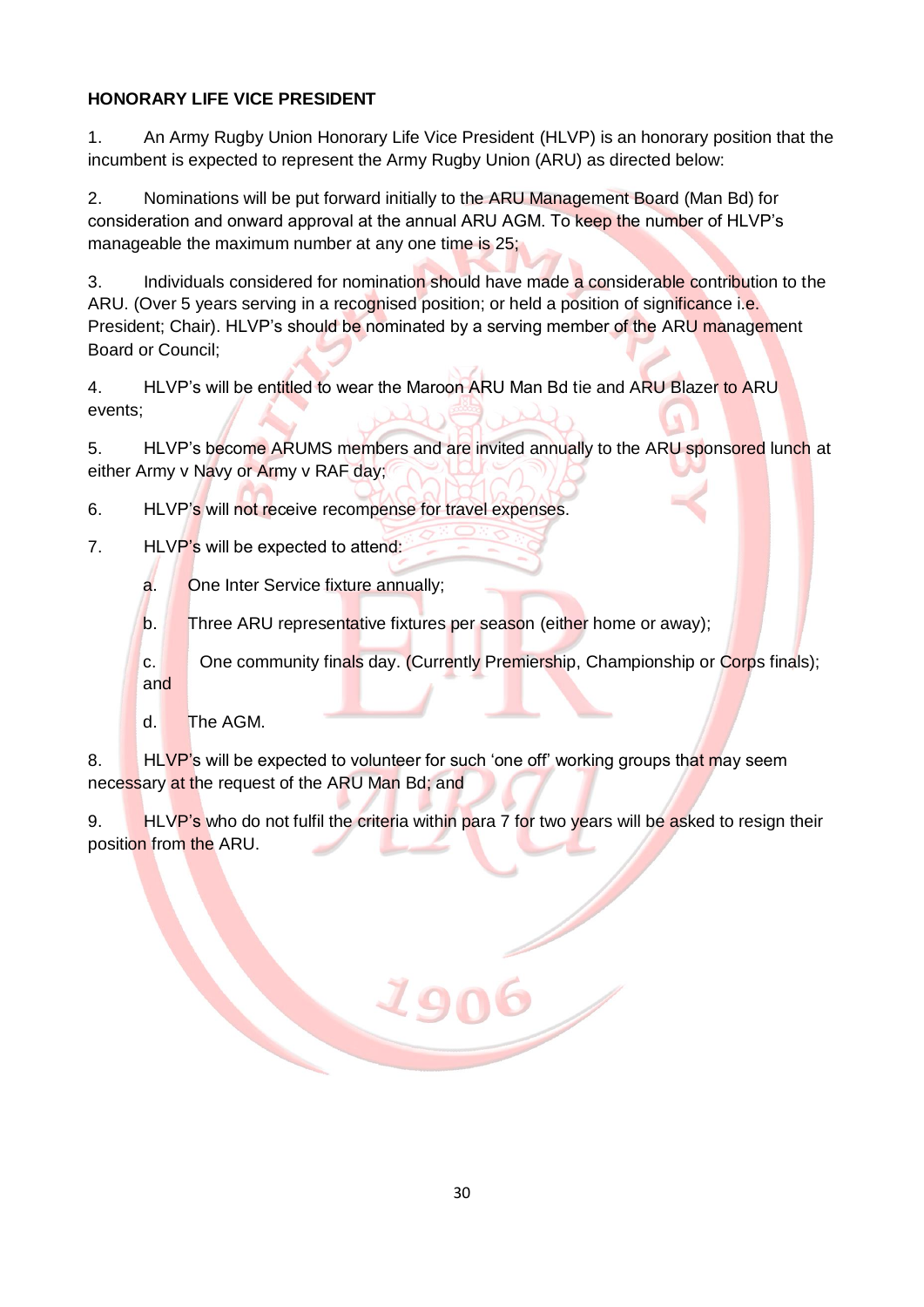**HONORARY LIFE VICE PRESIDENT**

1. An Army Rugby Union Honorary Life Vice President (HLVP) is an honorary position that the incumbent is expected to represent the Army Rugby Union (ARU) as directed below:

2. Nominations will be put forward initially to the ARU Management Board (Man Bd) for consideration and onward approval at the annual ARU AGM. To keep the number of HLVP's manageable the maximum number at any one time is 25;

3. Individuals considered for nomination should have made a considerable contribution to the ARU. (Over 5 years serving in a recognised position; or held a position of significance i.e. President; Chair). HLVP's should be nominated by a serving member of the ARU management Board or Council;

4. HLVP's will be entitled to wear the Maroon ARU Man Bd tie and ARU Blazer to ARU events;

5. HLVP's become ARUMS members and are invited annually to the ARU sponsored lunch at either Army v Navy or Army v RAF day;

6. HLVP's will not receive recompense for travel expenses.

7. HLVP's will be expected to attend:

   a. One Inter Service fixture annually;

   b. Three ARU representative fixtures per season (either home or away);

   c. One community finals day. (Currently Premiership, Championship or Corps finals); and

   d. The AGM.

8. HLVP's will be expected to volunteer for such 'one off' working groups that may seem necessary at the request of the ARU Man Bd; and

9. HLVP's who do not fulfil the criteria within para 7 for two years will be asked to resign their position from the ARU.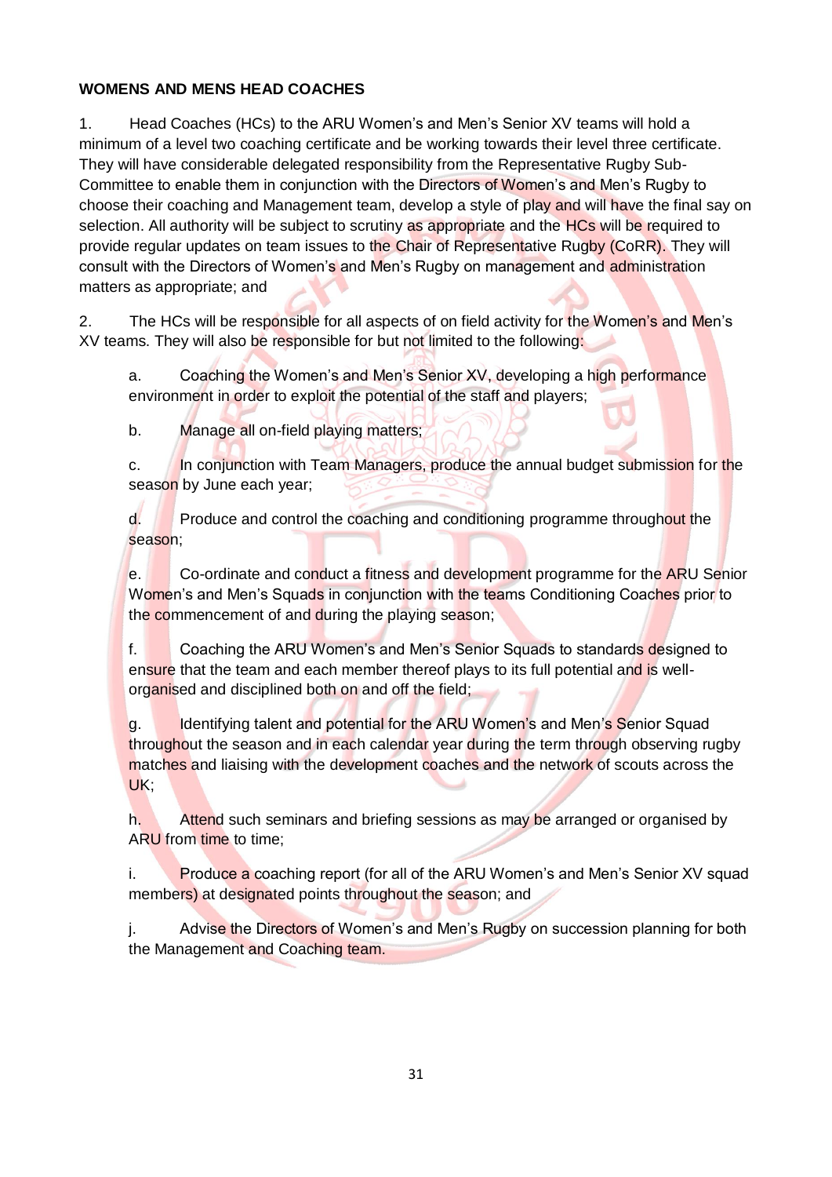**WOMENS AND MENS HEAD COACHES**

1. Head Coaches (HCs) to the ARU Women's and Men's Senior XV teams will hold a minimum of a level two coaching certificate and be working towards their level three certificate. They will have considerable delegated responsibility from the Representative Rugby Sub-Committee to enable them in conjunction with the Directors of Women's and Men's Rugby to choose their coaching and Management team, develop a style of play and will have the final say on selection. All authority will be subject to scrutiny as appropriate and the HCs will be required to provide regular updates on team issues to the Chair of Representative Rugby (CoRR). They will consult with the Directors of Women's and Men's Rugby on management and administration matters as appropriate; and

2. The HCs will be responsible for all aspects of on field activity for the Women's and Men's XV teams. They will also be responsible for but not limited to the following:

   a. Coaching the Women's and Men's Senior XV, developing a high performance environment in order to exploit the potential of the staff and players;

   b. Manage all on-field playing matters;

   c. In conjunction with Team Managers, produce the annual budget submission for the season by June each year;

   d. Produce and control the coaching and conditioning programme throughout the season;

   e. Co-ordinate and conduct a fitness and development programme for the ARU Senior Women's and Men's Squads in conjunction with the teams Conditioning Coaches prior to the commencement of and during the playing season;

   f. Coaching the ARU Women's and Men's Senior Squads to standards designed to ensure that the team and each member thereof plays to its full potential and is well-organised and disciplined both on and off the field;

   g. Identifying talent and potential for the ARU Women's and Men's Senior Squad throughout the season and in each calendar year during the term through observing rugby matches and liaising with the development coaches and the network of scouts across the UK;

   h. Attend such seminars and briefing sessions as may be arranged or organised by ARU from time to time;

   i. Produce a coaching report (for all of the ARU Women's and Men's Senior XV squad members) at designated points throughout the season; and

   j. Advise the Directors of Women's and Men's Rugby on succession planning for both the Management and Coaching team.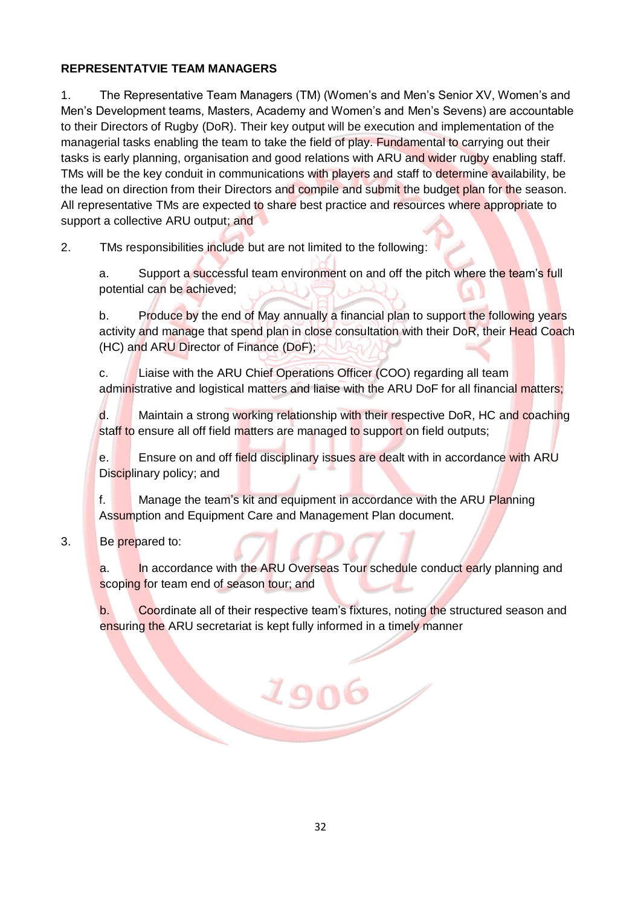**REPRESENTATVIE TEAM MANAGERS**

1. The Representative Team Managers (TM) (Women's and Men's Senior XV, Women's and Men's Development teams, Masters, Academy and Women's and Men's Sevens) are accountable to their Directors of Rugby (DoR). Their key output will be execution and implementation of the managerial tasks enabling the team to take the field of play. Fundamental to carrying out their tasks is early planning, organisation and good relations with ARU and wider rugby enabling staff. TMs will be the key conduit in communications with players and staff to determine availability, be the lead on direction from their Directors and compile and submit the budget plan for the season. All representative TMs are expected to share best practice and resources where appropriate to support a collective ARU output; and

2. TMs responsibilities include but are not limited to the following:

   a. Support a successful team environment on and off the pitch where the team's full potential can be achieved;

   b. Produce by the end of May annually a financial plan to support the following years activity and manage that spend plan in close consultation with their DoR, their Head Coach (HC) and ARU Director of Finance (DoF);

   c. Liaise with the ARU Chief Operations Officer (COO) regarding all team administrative and logistical matters and liaise with the ARU DoF for all financial matters;

   d. Maintain a strong working relationship with their respective DoR, HC and coaching staff to ensure all off field matters are managed to support on field outputs;

   e. Ensure on and off field disciplinary issues are dealt with in accordance with ARU Disciplinary policy; and

   f. Manage the team's kit and equipment in accordance with the ARU Planning Assumption and Equipment Care and Management Plan document.

3. Be prepared to:

   a. In accordance with the ARU Overseas Tour schedule conduct early planning and scoping for team end of season tour; and

   b. Coordinate all of their respective team's fixtures, noting the structured season and ensuring the ARU secretariat is kept fully informed in a timely manner